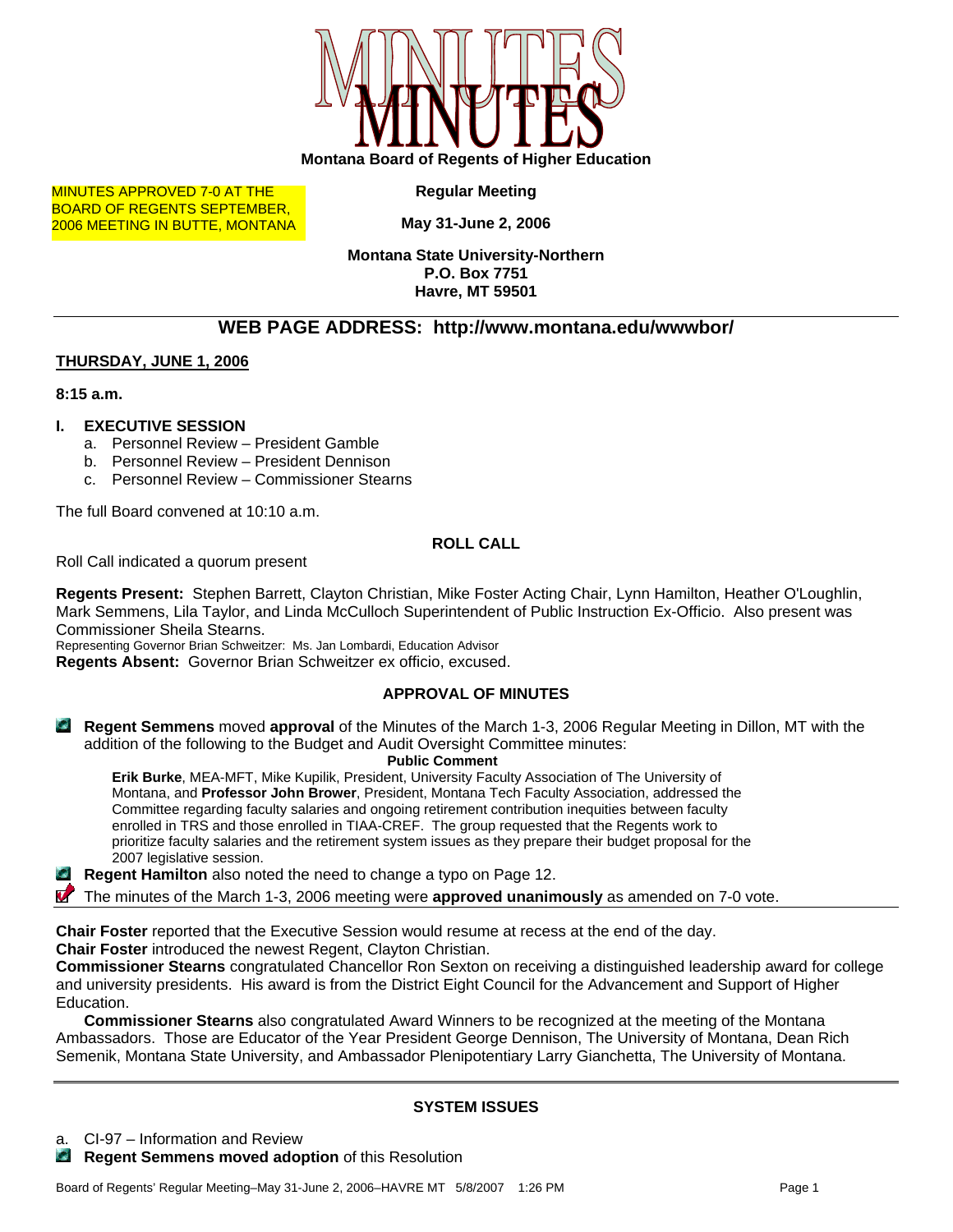# MINUTES

**Montana Board of Regents of Higher Education**

MINUTES APPROVED 7-0 AT THE BOARD OF REGENTS SEPTEMBER, 2006 MEETING IN BUTTE, MONTANA

**Regular Meeting**

**May 31-June 2, 2006**

**Montana State University-Northern**
**P.O. Box 7751**
**Havre, MT 59501**

## WEB PAGE ADDRESS: http://www.montana.edu/wwwbor/

**THURSDAY, JUNE 1, 2006**

**8:15 a.m.**

**I. EXECUTIVE SESSION**

a. Personnel Review – President Gamble
b. Personnel Review – President Dennison
c. Personnel Review – Commissioner Stearns

The full Board convened at 10:10 a.m.

**ROLL CALL**

Roll Call indicated a quorum present

**Regents Present:** Stephen Barrett, Clayton Christian, Mike Foster Acting Chair, Lynn Hamilton, Heather O'Loughlin, Mark Semmens, Lila Taylor, and Linda McCulloch Superintendent of Public Instruction Ex-Officio. Also present was Commissioner Sheila Stearns.
Representing Governor Brian Schweitzer: Ms. Jan Lombardi, Education Advisor
**Regents Absent:** Governor Brian Schweitzer ex officio, excused.

**APPROVAL OF MINUTES**

**Regent Semmens** moved **approval** of the Minutes of the March 1-3, 2006 Regular Meeting in Dillon, MT with the addition of the following to the Budget and Audit Oversight Committee minutes:

**Public Comment**

**Erik Burke**, MEA-MFT, Mike Kupilik, President, University Faculty Association of The University of Montana, and **Professor John Brower**, President, Montana Tech Faculty Association, addressed the Committee regarding faculty salaries and ongoing retirement contribution inequities between faculty enrolled in TRS and those enrolled in TIAA-CREF. The group requested that the Regents work to prioritize faculty salaries and the retirement system issues as they prepare their budget proposal for the 2007 legislative session.

**Regent Hamilton** also noted the need to change a typo on Page 12.

The minutes of the March 1-3, 2006 meeting were **approved unanimously** as amended on 7-0 vote.

**Chair Foster** reported that the Executive Session would resume at recess at the end of the day.
**Chair Foster** introduced the newest Regent, Clayton Christian.
**Commissioner Stearns** congratulated Chancellor Ron Sexton on receiving a distinguished leadership award for college and university presidents. His award is from the District Eight Council for the Advancement and Support of Higher Education.

**Commissioner Stearns** also congratulated Award Winners to be recognized at the meeting of the Montana Ambassadors. Those are Educator of the Year President George Dennison, The University of Montana, Dean Rich Semenik, Montana State University, and Ambassador Plenipotentiary Larry Gianchetta, The University of Montana.

**SYSTEM ISSUES**

a. CI-97 – Information and Review

**Regent Semmens moved adoption** of this Resolution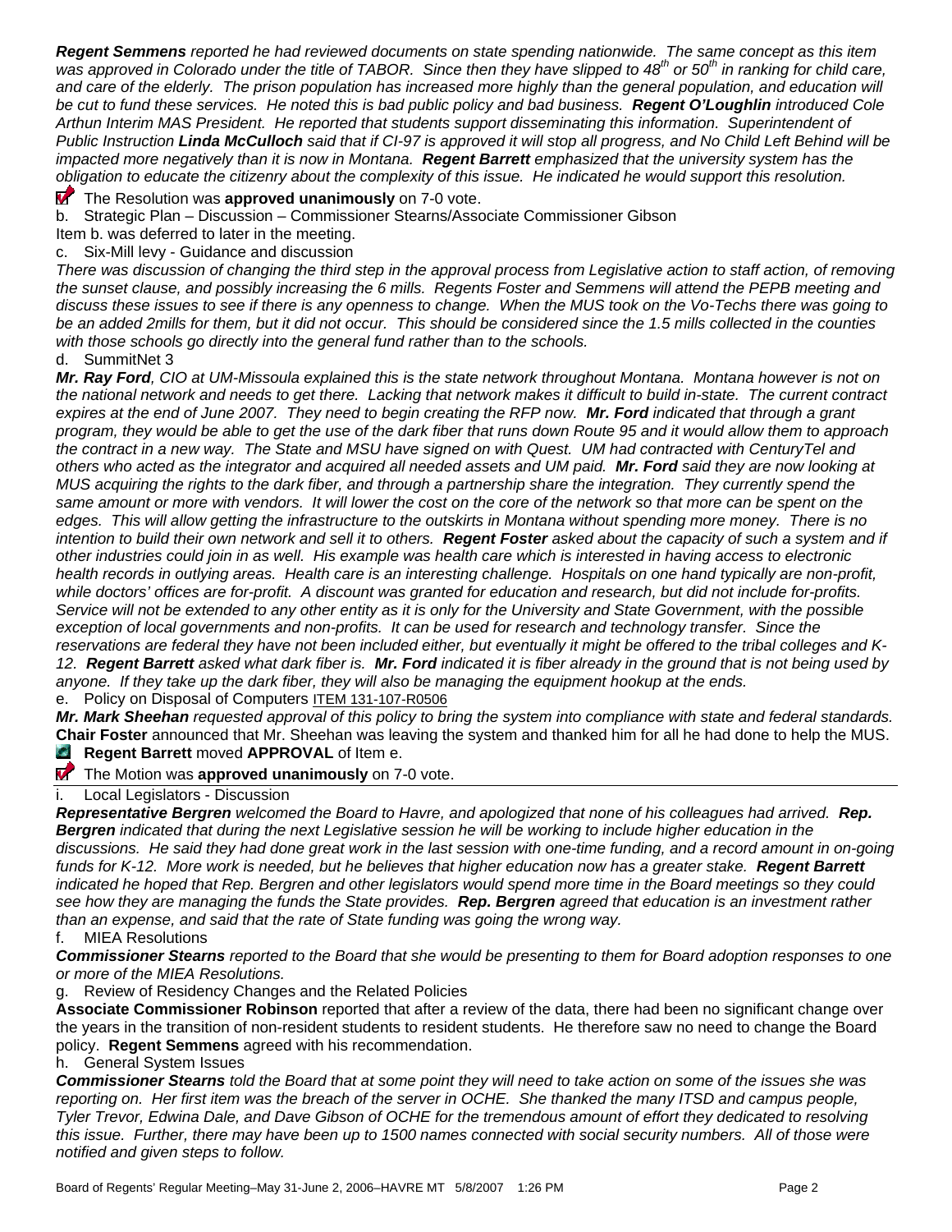***Regent Semmens** reported he had reviewed documents on state spending nationwide. The same concept as this item was approved in Colorado under the title of TABOR. Since then they have slipped to 48th or 50th in ranking for child care, and care of the elderly. The prison population has increased more highly than the general population, and education will be cut to fund these services. He noted this is bad public policy and bad business. **Regent O'Loughlin** introduced Cole Arthun Interim MAS President. He reported that students support disseminating this information. Superintendent of Public Instruction **Linda McCulloch** said that if CI-97 is approved it will stop all progress, and No Child Left Behind will be impacted more negatively than it is now in Montana. **Regent Barrett** emphasized that the university system has the obligation to educate the citizenry about the complexity of this issue. He indicated he would support this resolution.*

The Resolution was **approved unanimously** on 7-0 vote.

b. Strategic Plan – Discussion – Commissioner Stearns/Associate Commissioner Gibson

Item b. was deferred to later in the meeting.

c. Six-Mill levy - Guidance and discussion

*There was discussion of changing the third step in the approval process from Legislative action to staff action, of removing the sunset clause, and possibly increasing the 6 mills. Regents Foster and Semmens will attend the PEPB meeting and discuss these issues to see if there is any openness to change. When the MUS took on the Vo-Techs there was going to be an added 2mills for them, but it did not occur. This should be considered since the 1.5 mills collected in the counties with those schools go directly into the general fund rather than to the schools.*

d. SummitNet 3

***Mr. Ray Ford**, CIO at UM-Missoula explained this is the state network throughout Montana. Montana however is not on the national network and needs to get there. Lacking that network makes it difficult to build in-state. The current contract expires at the end of June 2007. They need to begin creating the RFP now. **Mr. Ford** indicated that through a grant program, they would be able to get the use of the dark fiber that runs down Route 95 and it would allow them to approach the contract in a new way. The State and MSU have signed on with Quest. UM had contracted with CenturyTel and others who acted as the integrator and acquired all needed assets and UM paid. **Mr. Ford** said they are now looking at MUS acquiring the rights to the dark fiber, and through a partnership share the integration. They currently spend the same amount or more with vendors. It will lower the cost on the core of the network so that more can be spent on the edges. This will allow getting the infrastructure to the outskirts in Montana without spending more money. There is no intention to build their own network and sell it to others. **Regent Foster** asked about the capacity of such a system and if other industries could join in as well. His example was health care which is interested in having access to electronic health records in outlying areas. Health care is an interesting challenge. Hospitals on one hand typically are non-profit, while doctors' offices are for-profit. A discount was granted for education and research, but did not include for-profits. Service will not be extended to any other entity as it is only for the University and State Government, with the possible exception of local governments and non-profits. It can be used for research and technology transfer. Since the reservations are federal they have not been included either, but eventually it might be offered to the tribal colleges and K-12. **Regent Barrett** asked what dark fiber is. **Mr. Ford** indicated it is fiber already in the ground that is not being used by anyone. If they take up the dark fiber, they will also be managing the equipment hookup at the ends.*

e. Policy on Disposal of Computers ITEM 131-107-R0506

***Mr. Mark Sheehan** requested approval of this policy to bring the system into compliance with state and federal standards.* **Chair Foster** announced that Mr. Sheehan was leaving the system and thanked him for all he had done to help the MUS.

**Regent Barrett** moved **APPROVAL** of Item e.

The Motion was **approved unanimously** on 7-0 vote.

---

i. Local Legislators - Discussion

***Representative Bergren** welcomed the Board to Havre, and apologized that none of his colleagues had arrived. **Rep. Bergren** indicated that during the next Legislative session he will be working to include higher education in the discussions. He said they had done great work in the last session with one-time funding, and a record amount in on-going funds for K-12. More work is needed, but he believes that higher education now has a greater stake. **Regent Barrett** indicated he hoped that Rep. Bergren and other legislators would spend more time in the Board meetings so they could see how they are managing the funds the State provides. **Rep. Bergren** agreed that education is an investment rather than an expense, and said that the rate of State funding was going the wrong way.*

f. MIEA Resolutions

***Commissioner Stearns** reported to the Board that she would be presenting to them for Board adoption responses to one or more of the MIEA Resolutions.*

g. Review of Residency Changes and the Related Policies

**Associate Commissioner Robinson** reported that after a review of the data, there had been no significant change over the years in the transition of non-resident students to resident students. He therefore saw no need to change the Board policy. **Regent Semmens** agreed with his recommendation.

h. General System Issues

***Commissioner Stearns** told the Board that at some point they will need to take action on some of the issues she was reporting on. Her first item was the breach of the server in OCHE. She thanked the many ITSD and campus people, Tyler Trevor, Edwina Dale, and Dave Gibson of OCHE for the tremendous amount of effort they dedicated to resolving this issue. Further, there may have been up to 1500 names connected with social security numbers. All of those were notified and given steps to follow.*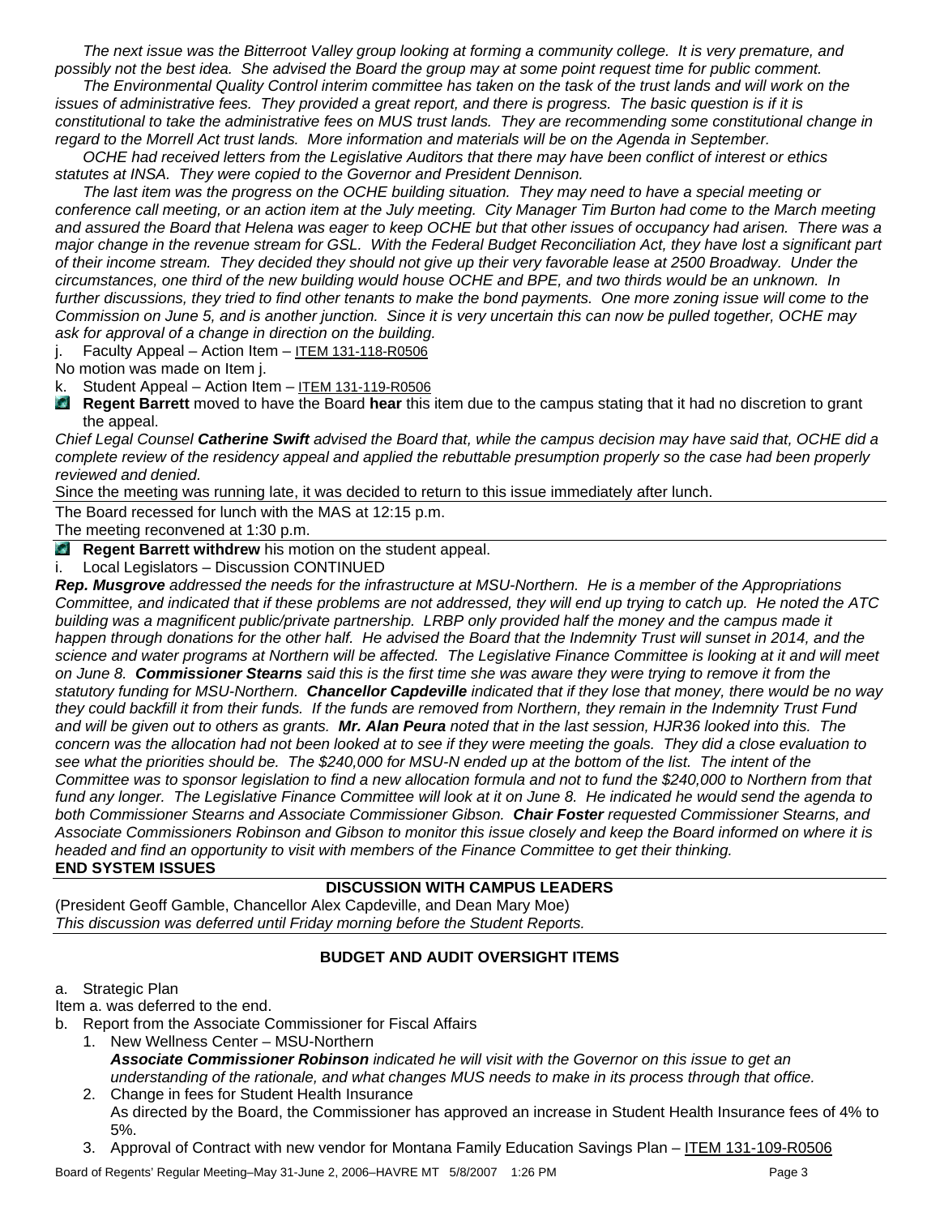*The next issue was the Bitterroot Valley group looking at forming a community college. It is very premature, and possibly not the best idea. She advised the Board the group may at some point request time for public comment.*

*The Environmental Quality Control interim committee has taken on the task of the trust lands and will work on the issues of administrative fees. They provided a great report, and there is progress. The basic question is if it is constitutional to take the administrative fees on MUS trust lands. They are recommending some constitutional change in regard to the Morrell Act trust lands. More information and materials will be on the Agenda in September.*

*OCHE had received letters from the Legislative Auditors that there may have been conflict of interest or ethics statutes at INSA. They were copied to the Governor and President Dennison.*

*The last item was the progress on the OCHE building situation. They may need to have a special meeting or conference call meeting, or an action item at the July meeting. City Manager Tim Burton had come to the March meeting and assured the Board that Helena was eager to keep OCHE but that other issues of occupancy had arisen. There was a major change in the revenue stream for GSL. With the Federal Budget Reconciliation Act, they have lost a significant part of their income stream. They decided they should not give up their very favorable lease at 2500 Broadway. Under the circumstances, one third of the new building would house OCHE and BPE, and two thirds would be an unknown. In further discussions, they tried to find other tenants to make the bond payments. One more zoning issue will come to the Commission on June 5, and is another junction. Since it is very uncertain this can now be pulled together, OCHE may ask for approval of a change in direction on the building.*

j. Faculty Appeal – Action Item – ITEM 131-118-R0506

No motion was made on Item j.

k. Student Appeal – Action Item – ITEM 131-119-R0506

- **Regent Barrett** moved to have the Board **hear** this item due to the campus stating that it had no discretion to grant the appeal.

*Chief Legal Counsel **Catherine Swift** advised the Board that, while the campus decision may have said that, OCHE did a complete review of the residency appeal and applied the rebuttable presumption properly so the case had been properly reviewed and denied.*

Since the meeting was running late, it was decided to return to this issue immediately after lunch.

The Board recessed for lunch with the MAS at 12:15 p.m.

The meeting reconvened at 1:30 p.m.

- **Regent Barrett withdrew** his motion on the student appeal.

i. Local Legislators – Discussion CONTINUED

***Rep. Musgrove** addressed the needs for the infrastructure at MSU-Northern. He is a member of the Appropriations Committee, and indicated that if these problems are not addressed, they will end up trying to catch up. He noted the ATC building was a magnificent public/private partnership. LRBP only provided half the money and the campus made it happen through donations for the other half. He advised the Board that the Indemnity Trust will sunset in 2014, and the science and water programs at Northern will be affected. The Legislative Finance Committee is looking at it and will meet on June 8. **Commissioner Stearns** said this is the first time she was aware they were trying to remove it from the statutory funding for MSU-Northern. **Chancellor Capdeville** indicated that if they lose that money, there would be no way they could backfill it from their funds. If the funds are removed from Northern, they remain in the Indemnity Trust Fund and will be given out to others as grants. **Mr. Alan Peura** noted that in the last session, HJR36 looked into this. The concern was the allocation had not been looked at to see if they were meeting the goals. They did a close evaluation to see what the priorities should be. The $240,000 for MSU-N ended up at the bottom of the list. The intent of the Committee was to sponsor legislation to find a new allocation formula and not to fund the $240,000 to Northern from that fund any longer. The Legislative Finance Committee will look at it on June 8. He indicated he would send the agenda to both Commissioner Stearns and Associate Commissioner Gibson. **Chair Foster** requested Commissioner Stearns, and Associate Commissioners Robinson and Gibson to monitor this issue closely and keep the Board informed on where it is headed and find an opportunity to visit with members of the Finance Committee to get their thinking.*

**END SYSTEM ISSUES**

## DISCUSSION WITH CAMPUS LEADERS

(President Geoff Gamble, Chancellor Alex Capdeville, and Dean Mary Moe)

*This discussion was deferred until Friday morning before the Student Reports.*

## BUDGET AND AUDIT OVERSIGHT ITEMS

a. Strategic Plan

Item a. was deferred to the end.

b. Report from the Associate Commissioner for Fiscal Affairs

1. New Wellness Center – MSU-Northern
   ***Associate Commissioner Robinson** indicated he will visit with the Governor on this issue to get an understanding of the rationale, and what changes MUS needs to make in its process through that office.*
2. Change in fees for Student Health Insurance
   As directed by the Board, the Commissioner has approved an increase in Student Health Insurance fees of 4% to 5%.
3. Approval of Contract with new vendor for Montana Family Education Savings Plan – ITEM 131-109-R0506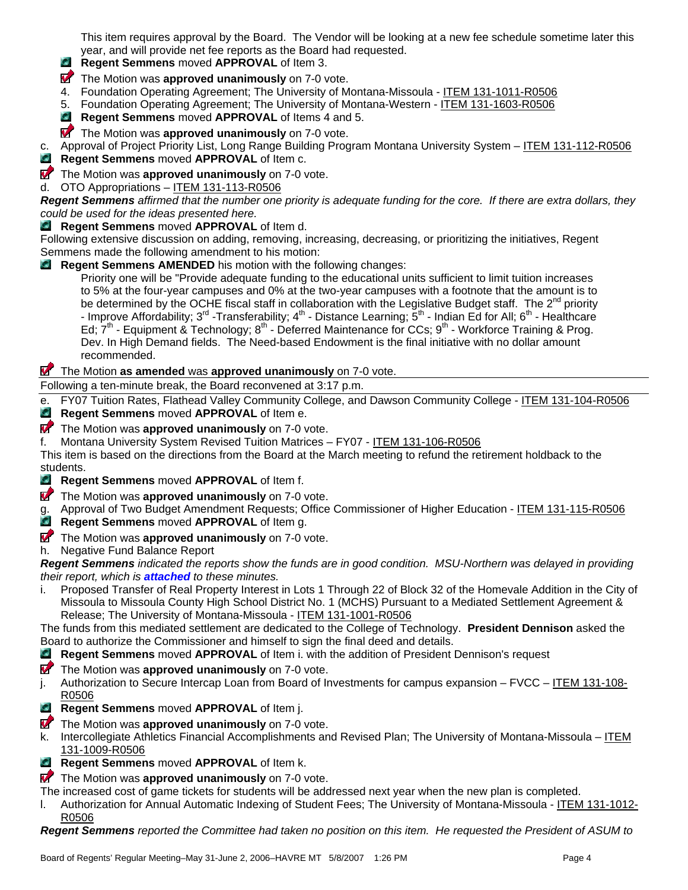This item requires approval by the Board. The Vendor will be looking at a new fee schedule sometime later this year, and will provide net fee reports as the Board had requested.

- **Regent Semmens** moved **APPROVAL** of Item 3.
- The Motion was **approved unanimously** on 7-0 vote.

4. Foundation Operating Agreement; The University of Montana-Missoula - ITEM 131-1011-R0506
5. Foundation Operating Agreement; The University of Montana-Western - ITEM 131-1603-R0506

- **Regent Semmens** moved **APPROVAL** of Items 4 and 5.
- The Motion was **approved unanimously** on 7-0 vote.

c. Approval of Project Priority List, Long Range Building Program Montana University System – ITEM 131-112-R0506

- **Regent Semmens** moved **APPROVAL** of Item c.
- The Motion was **approved unanimously** on 7-0 vote.

d. OTO Appropriations – ITEM 131-113-R0506

***Regent Semmens*** *affirmed that the number one priority is adequate funding for the core. If there are extra dollars, they could be used for the ideas presented here.*

- **Regent Semmens** moved **APPROVAL** of Item d.

Following extensive discussion on adding, removing, increasing, decreasing, or prioritizing the initiatives, Regent Semmens made the following amendment to his motion:

- **Regent Semmens AMENDED** his motion with the following changes:

  Priority one will be "Provide adequate funding to the educational units sufficient to limit tuition increases to 5% at the four-year campuses and 0% at the two-year campuses with a footnote that the amount is to be determined by the OCHE fiscal staff in collaboration with the Legislative Budget staff. The 2nd priority - Improve Affordability; 3rd -Transferability; 4th - Distance Learning; 5th - Indian Ed for All; 6th - Healthcare Ed; 7th - Equipment & Technology; 8th - Deferred Maintenance for CCs; 9th - Workforce Training & Prog. Dev. In High Demand fields. The Need-based Endowment is the final initiative with no dollar amount recommended.

- The Motion **as amended** was **approved unanimously** on 7-0 vote.

Following a ten-minute break, the Board reconvened at 3:17 p.m.

e. FY07 Tuition Rates, Flathead Valley Community College, and Dawson Community College - ITEM 131-104-R0506

- **Regent Semmens** moved **APPROVAL** of Item e.
- The Motion was **approved unanimously** on 7-0 vote.

f. Montana University System Revised Tuition Matrices – FY07 - ITEM 131-106-R0506

This item is based on the directions from the Board at the March meeting to refund the retirement holdback to the students.

- **Regent Semmens** moved **APPROVAL** of Item f.
- The Motion was **approved unanimously** on 7-0 vote.

g. Approval of Two Budget Amendment Requests; Office Commissioner of Higher Education - ITEM 131-115-R0506

- **Regent Semmens** moved **APPROVAL** of Item g.
- The Motion was **approved unanimously** on 7-0 vote.

h. Negative Fund Balance Report

***Regent Semmens*** *indicated the reports show the funds are in good condition. MSU-Northern was delayed in providing their report, which is* ***attached*** *to these minutes.*

i. Proposed Transfer of Real Property Interest in Lots 1 Through 22 of Block 32 of the Homevale Addition in the City of Missoula to Missoula County High School District No. 1 (MCHS) Pursuant to a Mediated Settlement Agreement & Release; The University of Montana-Missoula - ITEM 131-1001-R0506

The funds from this mediated settlement are dedicated to the College of Technology. **President Dennison** asked the Board to authorize the Commissioner and himself to sign the final deed and details.

- **Regent Semmens** moved **APPROVAL** of Item i. with the addition of President Dennison's request
- The Motion was **approved unanimously** on 7-0 vote.

j. Authorization to Secure Intercap Loan from Board of Investments for campus expansion – FVCC – ITEM 131-108-R0506

- **Regent Semmens** moved **APPROVAL** of Item j.
- The Motion was **approved unanimously** on 7-0 vote.

k. Intercollegiate Athletics Financial Accomplishments and Revised Plan; The University of Montana-Missoula – ITEM 131-1009-R0506

- **Regent Semmens** moved **APPROVAL** of Item k.
- The Motion was **approved unanimously** on 7-0 vote.

The increased cost of game tickets for students will be addressed next year when the new plan is completed.

l. Authorization for Annual Automatic Indexing of Student Fees; The University of Montana-Missoula - ITEM 131-1012-R0506

***Regent Semmens*** *reported the Committee had taken no position on this item. He requested the President of ASUM to*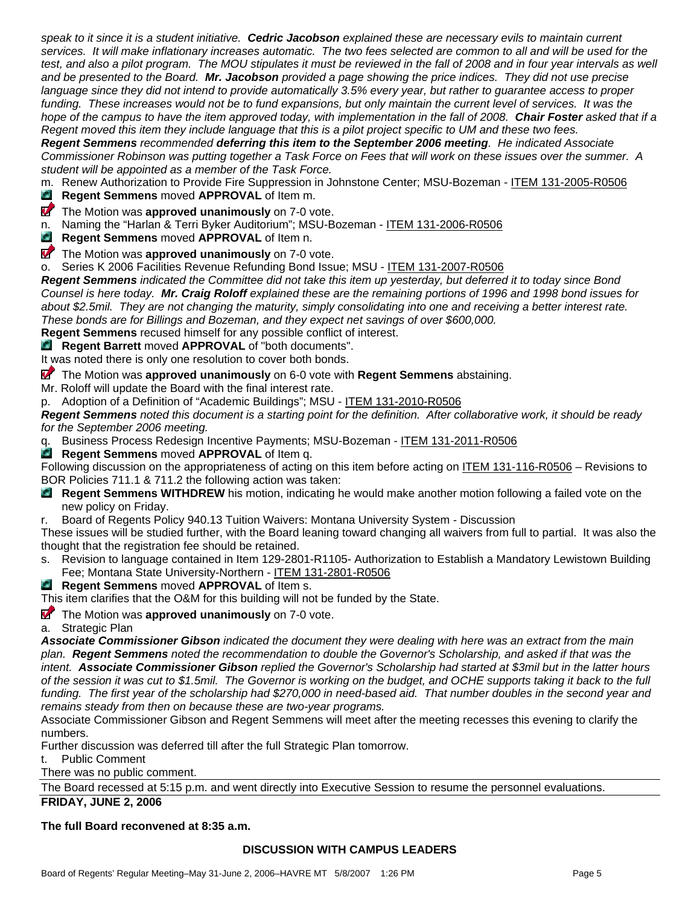*speak to it since it is a student initiative.* ***Cedric Jacobson*** *explained these are necessary evils to maintain current services. It will make inflationary increases automatic. The two fees selected are common to all and will be used for the test, and also a pilot program. The MOU stipulates it must be reviewed in the fall of 2008 and in four year intervals as well and be presented to the Board.* ***Mr. Jacobson*** *provided a page showing the price indices. They did not use precise language since they did not intend to provide automatically 3.5% every year, but rather to guarantee access to proper funding. These increases would not be to fund expansions, but only maintain the current level of services. It was the hope of the campus to have the item approved today, with implementation in the fall of 2008.* ***Chair Foster*** *asked that if a Regent moved this item they include language that this is a pilot project specific to UM and these two fees.*

***Regent Semmens*** *recommended* ***deferring this item to the September 2006 meeting****. He indicated Associate Commissioner Robinson was putting together a Task Force on Fees that will work on these issues over the summer. A student will be appointed as a member of the Task Force.*

m. Renew Authorization to Provide Fire Suppression in Johnstone Center; MSU-Bozeman - ITEM 131-2005-R0506

**Regent Semmens** moved **APPROVAL** of Item m.

The Motion was **approved unanimously** on 7-0 vote.

n. Naming the "Harlan & Terri Byker Auditorium"; MSU-Bozeman - ITEM 131-2006-R0506

**Regent Semmens** moved **APPROVAL** of Item n.

The Motion was **approved unanimously** on 7-0 vote.

o. Series K 2006 Facilities Revenue Refunding Bond Issue; MSU - ITEM 131-2007-R0506

***Regent Semmens*** *indicated the Committee did not take this item up yesterday, but deferred it to today since Bond Counsel is here today.* ***Mr. Craig Roloff*** *explained these are the remaining portions of 1996 and 1998 bond issues for about $2.5mil. They are not changing the maturity, simply consolidating into one and receiving a better interest rate. These bonds are for Billings and Bozeman, and they expect net savings of over $600,000.*

**Regent Semmens** recused himself for any possible conflict of interest.

**Regent Barrett** moved **APPROVAL** of "both documents".

It was noted there is only one resolution to cover both bonds.

The Motion was **approved unanimously** on 6-0 vote with **Regent Semmens** abstaining.

Mr. Roloff will update the Board with the final interest rate.

p. Adoption of a Definition of "Academic Buildings"; MSU - ITEM 131-2010-R0506

***Regent Semmens*** *noted this document is a starting point for the definition. After collaborative work, it should be ready for the September 2006 meeting.*

q. Business Process Redesign Incentive Payments; MSU-Bozeman - ITEM 131-2011-R0506

**Regent Semmens** moved **APPROVAL** of Item q.

Following discussion on the appropriateness of acting on this item before acting on ITEM 131-116-R0506 – Revisions to BOR Policies 711.1 & 711.2 the following action was taken:

**Regent Semmens WITHDREW** his motion, indicating he would make another motion following a failed vote on the new policy on Friday.

r. Board of Regents Policy 940.13 Tuition Waivers: Montana University System - Discussion

These issues will be studied further, with the Board leaning toward changing all waivers from full to partial. It was also the thought that the registration fee should be retained.

s. Revision to language contained in Item 129-2801-R1105- Authorization to Establish a Mandatory Lewistown Building Fee; Montana State University-Northern - ITEM 131-2801-R0506

**Regent Semmens** moved **APPROVAL** of Item s.

This item clarifies that the O&M for this building will not be funded by the State.

The Motion was **approved unanimously** on 7-0 vote.

a. Strategic Plan

***Associate Commissioner Gibson*** *indicated the document they were dealing with here was an extract from the main plan.* ***Regent Semmens*** *noted the recommendation to double the Governor's Scholarship, and asked if that was the intent.* ***Associate Commissioner Gibson*** *replied the Governor's Scholarship had started at $3mil but in the latter hours of the session it was cut to $1.5mil. The Governor is working on the budget, and OCHE supports taking it back to the full funding. The first year of the scholarship had $270,000 in need-based aid. That number doubles in the second year and remains steady from then on because these are two-year programs.*

Associate Commissioner Gibson and Regent Semmens will meet after the meeting recesses this evening to clarify the numbers.

Further discussion was deferred till after the full Strategic Plan tomorrow.

t. Public Comment

There was no public comment.

The Board recessed at 5:15 p.m. and went directly into Executive Session to resume the personnel evaluations.

**FRIDAY, JUNE 2, 2006**

**The full Board reconvened at 8:35 a.m.**

## DISCUSSION WITH CAMPUS LEADERS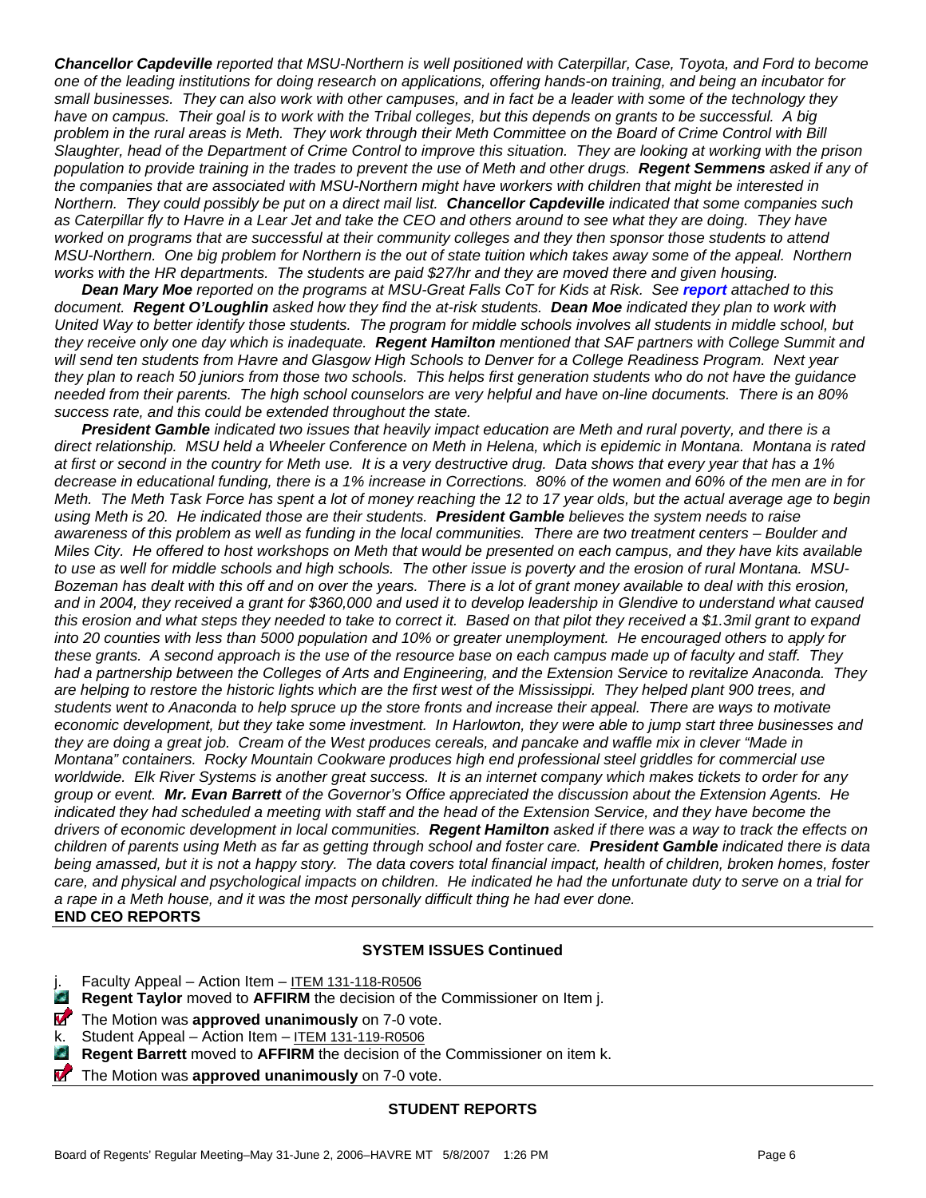***Chancellor Capdeville** reported that MSU-Northern is well positioned with Caterpillar, Case, Toyota, and Ford to become one of the leading institutions for doing research on applications, offering hands-on training, and being an incubator for small businesses. They can also work with other campuses, and in fact be a leader with some of the technology they have on campus. Their goal is to work with the Tribal colleges, but this depends on grants to be successful. A big problem in the rural areas is Meth. They work through their Meth Committee on the Board of Crime Control with Bill Slaughter, head of the Department of Crime Control to improve this situation. They are looking at working with the prison population to provide training in the trades to prevent the use of Meth and other drugs. **Regent Semmens** asked if any of the companies that are associated with MSU-Northern might have workers with children that might be interested in Northern. They could possibly be put on a direct mail list. **Chancellor Capdeville** indicated that some companies such as Caterpillar fly to Havre in a Lear Jet and take the CEO and others around to see what they are doing. They have worked on programs that are successful at their community colleges and they then sponsor those students to attend MSU-Northern. One big problem for Northern is the out of state tuition which takes away some of the appeal. Northern works with the HR departments. The students are paid $27/hr and they are moved there and given housing.*

***Dean Mary Moe** reported on the programs at MSU-Great Falls CoT for Kids at Risk. See **report** attached to this document. **Regent O'Loughlin** asked how they find the at-risk students. **Dean Moe** indicated they plan to work with United Way to better identify those students. The program for middle schools involves all students in middle school, but they receive only one day which is inadequate. **Regent Hamilton** mentioned that SAF partners with College Summit and will send ten students from Havre and Glasgow High Schools to Denver for a College Readiness Program. Next year they plan to reach 50 juniors from those two schools. This helps first generation students who do not have the guidance needed from their parents. The high school counselors are very helpful and have on-line documents. There is an 80% success rate, and this could be extended throughout the state.*

***President Gamble** indicated two issues that heavily impact education are Meth and rural poverty, and there is a direct relationship. MSU held a Wheeler Conference on Meth in Helena, which is epidemic in Montana. Montana is rated at first or second in the country for Meth use. It is a very destructive drug. Data shows that every year that has a 1% decrease in educational funding, there is a 1% increase in Corrections. 80% of the women and 60% of the men are in for Meth. The Meth Task Force has spent a lot of money reaching the 12 to 17 year olds, but the actual average age to begin using Meth is 20. He indicated those are their students. **President Gamble** believes the system needs to raise awareness of this problem as well as funding in the local communities. There are two treatment centers – Boulder and Miles City. He offered to host workshops on Meth that would be presented on each campus, and they have kits available to use as well for middle schools and high schools. The other issue is poverty and the erosion of rural Montana. MSU-Bozeman has dealt with this off and on over the years. There is a lot of grant money available to deal with this erosion, and in 2004, they received a grant for $360,000 and used it to develop leadership in Glendive to understand what caused this erosion and what steps they needed to take to correct it. Based on that pilot they received a $1.3mil grant to expand into 20 counties with less than 5000 population and 10% or greater unemployment. He encouraged others to apply for these grants. A second approach is the use of the resource base on each campus made up of faculty and staff. They had a partnership between the Colleges of Arts and Engineering, and the Extension Service to revitalize Anaconda. They are helping to restore the historic lights which are the first west of the Mississippi. They helped plant 900 trees, and students went to Anaconda to help spruce up the store fronts and increase their appeal. There are ways to motivate economic development, but they take some investment. In Harlowton, they were able to jump start three businesses and they are doing a great job. Cream of the West produces cereals, and pancake and waffle mix in clever "Made in Montana" containers. Rocky Mountain Cookware produces high end professional steel griddles for commercial use worldwide. Elk River Systems is another great success. It is an internet company which makes tickets to order for any group or event. **Mr. Evan Barrett** of the Governor's Office appreciated the discussion about the Extension Agents. He indicated they had scheduled a meeting with staff and the head of the Extension Service, and they have become the drivers of economic development in local communities. **Regent Hamilton** asked if there was a way to track the effects on children of parents using Meth as far as getting through school and foster care. **President Gamble** indicated there is data being amassed, but it is not a happy story. The data covers total financial impact, health of children, broken homes, foster care, and physical and psychological impacts on children. He indicated he had the unfortunate duty to serve on a trial for a rape in a Meth house, and it was the most personally difficult thing he had ever done.*

**END CEO REPORTS**

---

### SYSTEM ISSUES Continued

j. Faculty Appeal – Action Item – ITEM 131-118-R0506

**Regent Taylor** moved to **AFFIRM** the decision of the Commissioner on Item j.

The Motion was **approved unanimously** on 7-0 vote.

k. Student Appeal – Action Item – ITEM 131-119-R0506

**Regent Barrett** moved to **AFFIRM** the decision of the Commissioner on item k.

The Motion was **approved unanimously** on 7-0 vote.

---

### STUDENT REPORTS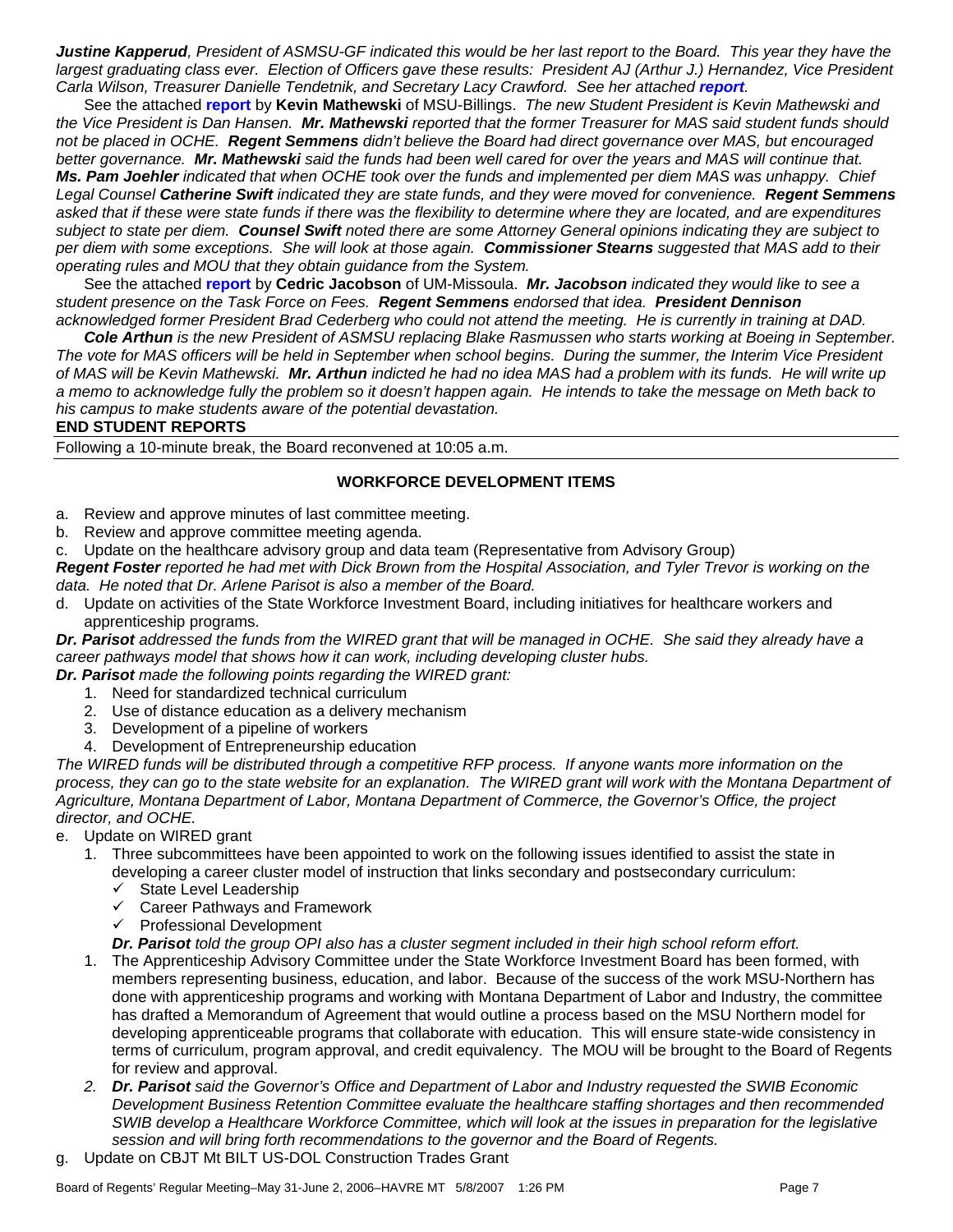***Justine Kapperud**, President of ASMSU-GF indicated this would be her last report to the Board. This year they have the largest graduating class ever. Election of Officers gave these results: President AJ (Arthur J.) Hernandez, Vice President Carla Wilson, Treasurer Danielle Tendetnik, and Secretary Lacy Crawford. See her attached **report**.*

See the attached **report** by **Kevin Mathewski** of MSU-Billings. *The new Student President is Kevin Mathewski and the Vice President is Dan Hansen.* ***Mr. Mathewski** reported that the former Treasurer for MAS said student funds should not be placed in OCHE.* ***Regent Semmens** didn't believe the Board had direct governance over MAS, but encouraged better governance.* ***Mr. Mathewski** said the funds had been well cared for over the years and MAS will continue that.* ***Ms. Pam Joehler** indicated that when OCHE took over the funds and implemented per diem MAS was unhappy. Chief Legal Counsel **Catherine Swift** indicated they are state funds, and they were moved for convenience.* ***Regent Semmens** asked that if these were state funds if there was the flexibility to determine where they are located, and are expenditures subject to state per diem.* ***Counsel Swift** noted there are some Attorney General opinions indicating they are subject to per diem with some exceptions. She will look at those again.* ***Commissioner Stearns** suggested that MAS add to their operating rules and MOU that they obtain guidance from the System.*

See the attached **report** by **Cedric Jacobson** of UM-Missoula. ***Mr. Jacobson** indicated they would like to see a student presence on the Task Force on Fees.* ***Regent Semmens** endorsed that idea.* ***President Dennison** acknowledged former President Brad Cederberg who could not attend the meeting. He is currently in training at DAD.*

***Cole Arthun** is the new President of ASMSU replacing Blake Rasmussen who starts working at Boeing in September. The vote for MAS officers will be held in September when school begins. During the summer, the Interim Vice President of MAS will be Kevin Mathewski.* ***Mr. Arthun** indicted he had no idea MAS had a problem with its funds. He will write up a memo to acknowledge fully the problem so it doesn't happen again. He intends to take the message on Meth back to his campus to make students aware of the potential devastation.*

**END STUDENT REPORTS**

Following a 10-minute break, the Board reconvened at 10:05 a.m.

## WORKFORCE DEVELOPMENT ITEMS

a. Review and approve minutes of last committee meeting.
b. Review and approve committee meeting agenda.
c. Update on the healthcare advisory group and data team (Representative from Advisory Group)

***Regent Foster** reported he had met with Dick Brown from the Hospital Association, and Tyler Trevor is working on the data. He noted that Dr. Arlene Parisot is also a member of the Board.*

d. Update on activities of the State Workforce Investment Board, including initiatives for healthcare workers and apprenticeship programs.

***Dr. Parisot** addressed the funds from the WIRED grant that will be managed in OCHE. She said they already have a career pathways model that shows how it can work, including developing cluster hubs.*

***Dr. Parisot** made the following points regarding the WIRED grant:*

1. Need for standardized technical curriculum
2. Use of distance education as a delivery mechanism
3. Development of a pipeline of workers
4. Development of Entrepreneurship education

*The WIRED funds will be distributed through a competitive RFP process. If anyone wants more information on the process, they can go to the state website for an explanation. The WIRED grant will work with the Montana Department of Agriculture, Montana Department of Labor, Montana Department of Commerce, the Governor's Office, the project director, and OCHE.*

e. Update on WIRED grant
   1. Three subcommittees have been appointed to work on the following issues identified to assist the state in developing a career cluster model of instruction that links secondary and postsecondary curriculum:
      - ✓ State Level Leadership
      - ✓ Career Pathways and Framework
      - ✓ Professional Development

   ***Dr. Parisot** told the group OPI also has a cluster segment included in their high school reform effort.*

   1. The Apprenticeship Advisory Committee under the State Workforce Investment Board has been formed, with members representing business, education, and labor. Because of the success of the work MSU-Northern has done with apprenticeship programs and working with Montana Department of Labor and Industry, the committee has drafted a Memorandum of Agreement that would outline a process based on the MSU Northern model for developing apprenticeable programs that collaborate with education. This will ensure state-wide consistency in terms of curriculum, program approval, and credit equivalency. The MOU will be brought to the Board of Regents for review and approval.
   2. ***Dr. Parisot** said the Governor's Office and Department of Labor and Industry requested the SWIB Economic Development Business Retention Committee evaluate the healthcare staffing shortages and then recommended SWIB develop a Healthcare Workforce Committee, which will look at the issues in preparation for the legislative session and will bring forth recommendations to the governor and the Board of Regents.*

g. Update on CBJT Mt BILT US-DOL Construction Trades Grant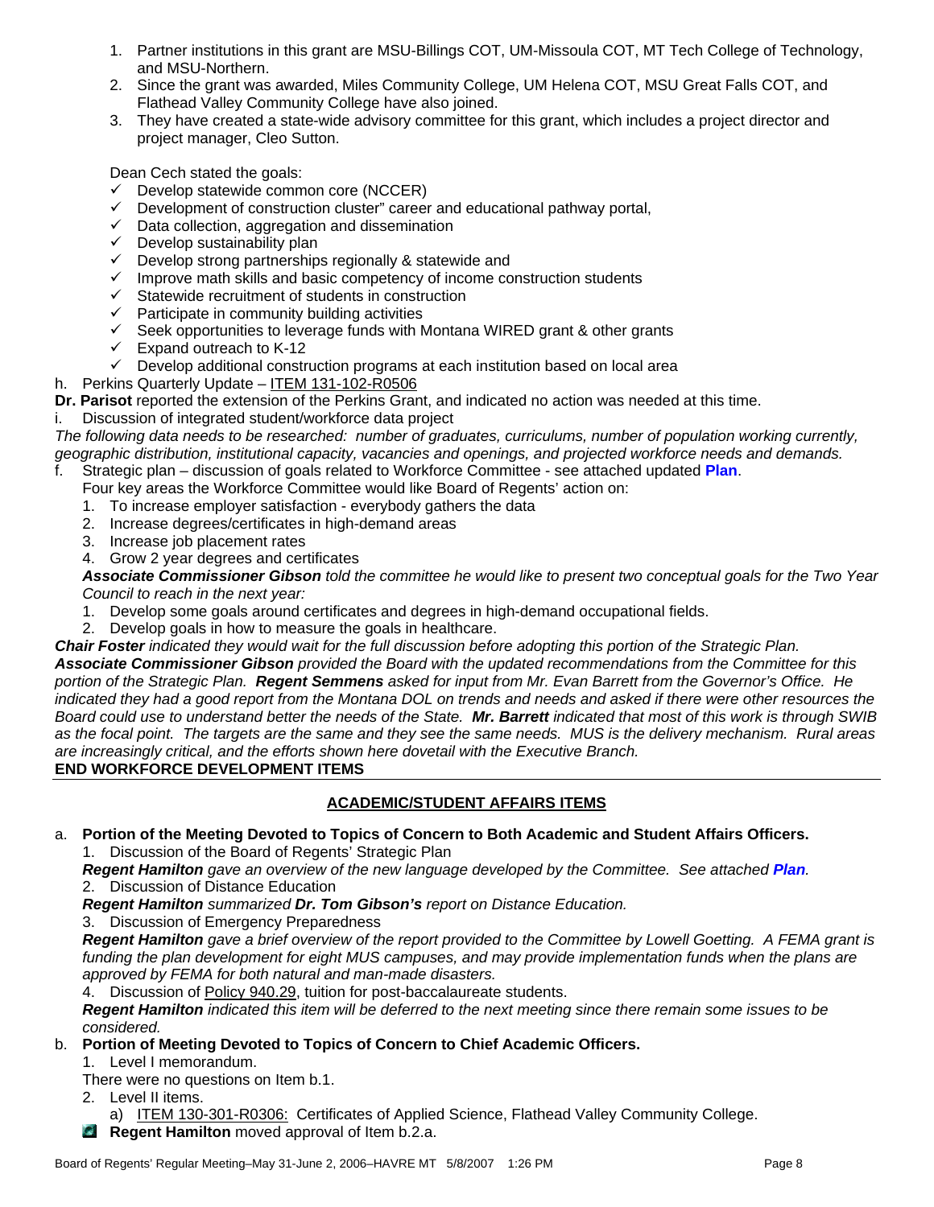1. Partner institutions in this grant are MSU-Billings COT, UM-Missoula COT, MT Tech College of Technology, and MSU-Northern.
2. Since the grant was awarded, Miles Community College, UM Helena COT, MSU Great Falls COT, and Flathead Valley Community College have also joined.
3. They have created a state-wide advisory committee for this grant, which includes a project director and project manager, Cleo Sutton.

Dean Cech stated the goals:

- ✓ Develop statewide common core (NCCER)
- ✓ Development of construction cluster" career and educational pathway portal,
- ✓ Data collection, aggregation and dissemination
- ✓ Develop sustainability plan
- ✓ Develop strong partnerships regionally & statewide and
- ✓ Improve math skills and basic competency of income construction students
- ✓ Statewide recruitment of students in construction
- ✓ Participate in community building activities
- ✓ Seek opportunities to leverage funds with Montana WIRED grant & other grants
- ✓ Expand outreach to K-12
- ✓ Develop additional construction programs at each institution based on local area

h. Perkins Quarterly Update – ITEM 131-102-R0506

**Dr. Parisot** reported the extension of the Perkins Grant, and indicated no action was needed at this time.

i. Discussion of integrated student/workforce data project

*The following data needs to be researched: number of graduates, curriculums, number of population working currently, geographic distribution, institutional capacity, vacancies and openings, and projected workforce needs and demands.*

f. Strategic plan – discussion of goals related to Workforce Committee - see attached updated **Plan**.

Four key areas the Workforce Committee would like Board of Regents' action on:

1. To increase employer satisfaction - everybody gathers the data
2. Increase degrees/certificates in high-demand areas
3. Increase job placement rates
4. Grow 2 year degrees and certificates

***Associate Commissioner Gibson*** *told the committee he would like to present two conceptual goals for the Two Year Council to reach in the next year:*

1. Develop some goals around certificates and degrees in high-demand occupational fields.
2. Develop goals in how to measure the goals in healthcare.

***Chair Foster*** *indicated they would wait for the full discussion before adopting this portion of the Strategic Plan.* ***Associate Commissioner Gibson*** *provided the Board with the updated recommendations from the Committee for this portion of the Strategic Plan.* ***Regent Semmens*** *asked for input from Mr. Evan Barrett from the Governor's Office. He indicated they had a good report from the Montana DOL on trends and needs and asked if there were other resources the Board could use to understand better the needs of the State.* ***Mr. Barrett*** *indicated that most of this work is through SWIB as the focal point. The targets are the same and they see the same needs. MUS is the delivery mechanism. Rural areas are increasingly critical, and the efforts shown here dovetail with the Executive Branch.*

**END WORKFORCE DEVELOPMENT ITEMS**

## ACADEMIC/STUDENT AFFAIRS ITEMS

a. **Portion of the Meeting Devoted to Topics of Concern to Both Academic and Student Affairs Officers.**

1. Discussion of the Board of Regents' Strategic Plan

***Regent Hamilton*** *gave an overview of the new language developed by the Committee. See attached* ***Plan****.*

2. Discussion of Distance Education

***Regent Hamilton*** *summarized* ***Dr. Tom Gibson's*** *report on Distance Education.*

3. Discussion of Emergency Preparedness

***Regent Hamilton*** *gave a brief overview of the report provided to the Committee by Lowell Goetting. A FEMA grant is funding the plan development for eight MUS campuses, and may provide implementation funds when the plans are approved by FEMA for both natural and man-made disasters.*

4. Discussion of Policy 940.29, tuition for post-baccalaureate students.

***Regent Hamilton*** *indicated this item will be deferred to the next meeting since there remain some issues to be considered.*

b. **Portion of Meeting Devoted to Topics of Concern to Chief Academic Officers.**

1. Level I memorandum.

There were no questions on Item b.1.

2. Level II items.

a) ITEM 130-301-R0306: Certificates of Applied Science, Flathead Valley Community College.

**Regent Hamilton** moved approval of Item b.2.a.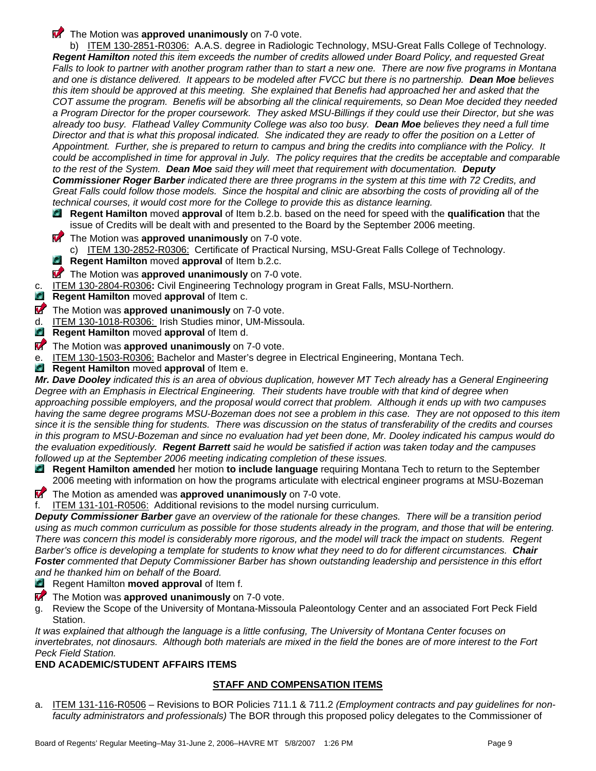The Motion was **approved unanimously** on 7-0 vote.

b) ITEM 130-2851-R0306: A.A.S. degree in Radiologic Technology, MSU-Great Falls College of Technology. ***Regent Hamilton*** *noted this item exceeds the number of credits allowed under Board Policy, and requested Great Falls to look to partner with another program rather than to start a new one. There are now five programs in Montana and one is distance delivered. It appears to be modeled after FVCC but there is no partnership.* ***Dean Moe*** *believes this item should be approved at this meeting. She explained that Benefis had approached her and asked that the COT assume the program. Benefis will be absorbing all the clinical requirements, so Dean Moe decided they needed a Program Director for the proper coursework. They asked MSU-Billings if they could use their Director, but she was already too busy. Flathead Valley Community College was also too busy.* ***Dean Moe*** *believes they need a full time Director and that is what this proposal indicated. She indicated they are ready to offer the position on a Letter of Appointment. Further, she is prepared to return to campus and bring the credits into compliance with the Policy. It could be accomplished in time for approval in July. The policy requires that the credits be acceptable and comparable to the rest of the System.* ***Dean Moe*** *said they will meet that requirement with documentation.* ***Deputy Commissioner Roger Barber*** *indicated there are three programs in the system at this time with 72 Credits, and Great Falls could follow those models. Since the hospital and clinic are absorbing the costs of providing all of the technical courses, it would cost more for the College to provide this as distance learning.*

**Regent Hamilton** moved **approval** of Item b.2.b. based on the need for speed with the **qualification** that the issue of Credits will be dealt with and presented to the Board by the September 2006 meeting.

The Motion was **approved unanimously** on 7-0 vote.

c) ITEM 130-2852-R0306: Certificate of Practical Nursing, MSU-Great Falls College of Technology.

**Regent Hamilton** moved **approval** of Item b.2.c.

The Motion was **approved unanimously** on 7-0 vote.

c. ITEM 130-2804-R0306**:** Civil Engineering Technology program in Great Falls, MSU-Northern.

**Regent Hamilton** moved **approval** of Item c.

The Motion was **approved unanimously** on 7-0 vote.

d. ITEM 130-1018-R0306: Irish Studies minor, UM-Missoula.

**Regent Hamilton** moved **approval** of Item d.

The Motion was **approved unanimously** on 7-0 vote.

e. ITEM 130-1503-R0306: Bachelor and Master's degree in Electrical Engineering, Montana Tech.

**Regent Hamilton** moved **approval** of Item e.

***Mr. Dave Dooley*** *indicated this is an area of obvious duplication, however MT Tech already has a General Engineering Degree with an Emphasis in Electrical Engineering. Their students have trouble with that kind of degree when approaching possible employers, and the proposal would correct that problem. Although it ends up with two campuses having the same degree programs MSU-Bozeman does not see a problem in this case. They are not opposed to this item since it is the sensible thing for students. There was discussion on the status of transferability of the credits and courses in this program to MSU-Bozeman and since no evaluation had yet been done, Mr. Dooley indicated his campus would do the evaluation expeditiously.* ***Regent Barrett*** *said he would be satisfied if action was taken today and the campuses followed up at the September 2006 meeting indicating completion of these issues.*

**Regent Hamilton amended** her motion **to include language** requiring Montana Tech to return to the September 2006 meeting with information on how the programs articulate with electrical engineer programs at MSU-Bozeman

The Motion as amended was **approved unanimously** on 7-0 vote.

f. ITEM 131-101-R0506: Additional revisions to the model nursing curriculum.

***Deputy Commissioner Barber*** *gave an overview of the rationale for these changes. There will be a transition period using as much common curriculum as possible for those students already in the program, and those that will be entering. There was concern this model is considerably more rigorous, and the model will track the impact on students. Regent Barber's office is developing a template for students to know what they need to do for different circumstances.* ***Chair Foster*** *commented that Deputy Commissioner Barber has shown outstanding leadership and persistence in this effort and he thanked him on behalf of the Board.*

Regent Hamilton **moved approval** of Item f.

The Motion was **approved unanimously** on 7-0 vote.

g. Review the Scope of the University of Montana-Missoula Paleontology Center and an associated Fort Peck Field Station.

*It was explained that although the language is a little confusing, The University of Montana Center focuses on invertebrates, not dinosaurs. Although both materials are mixed in the field the bones are of more interest to the Fort Peck Field Station.*

**END ACADEMIC/STUDENT AFFAIRS ITEMS**

## STAFF AND COMPENSATION ITEMS

a. ITEM 131-116-R0506 – Revisions to BOR Policies 711.1 & 711.2 *(Employment contracts and pay guidelines for non-faculty administrators and professionals)* The BOR through this proposed policy delegates to the Commissioner of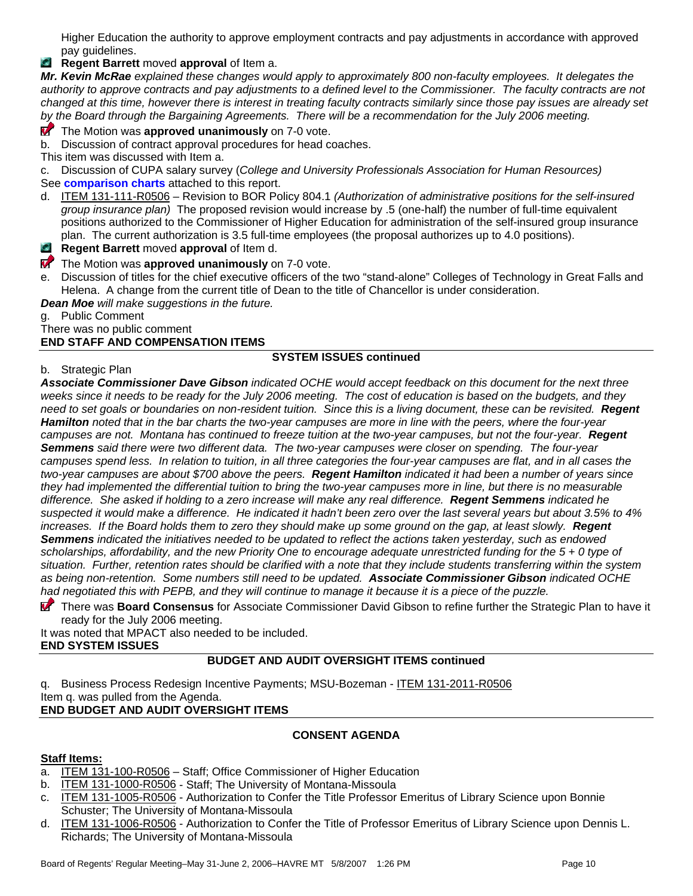Higher Education the authority to approve employment contracts and pay adjustments in accordance with approved pay guidelines.

**Regent Barrett** moved **approval** of Item a.

***Mr. Kevin McRae** explained these changes would apply to approximately 800 non-faculty employees. It delegates the authority to approve contracts and pay adjustments to a defined level to the Commissioner. The faculty contracts are not changed at this time, however there is interest in treating faculty contracts similarly since those pay issues are already set by the Board through the Bargaining Agreements. There will be a recommendation for the July 2006 meeting.*

The Motion was **approved unanimously** on 7-0 vote.

b. Discussion of contract approval procedures for head coaches.

This item was discussed with Item a.

c. Discussion of CUPA salary survey (*College and University Professionals Association for Human Resources)*

See **comparison charts** attached to this report.

d. ITEM 131-111-R0506 – Revision to BOR Policy 804.1 *(Authorization of administrative positions for the self-insured group insurance plan)* The proposed revision would increase by .5 (one-half) the number of full-time equivalent positions authorized to the Commissioner of Higher Education for administration of the self-insured group insurance plan. The current authorization is 3.5 full-time employees (the proposal authorizes up to 4.0 positions).

**Regent Barrett** moved **approval** of Item d.

The Motion was **approved unanimously** on 7-0 vote.

e. Discussion of titles for the chief executive officers of the two "stand-alone" Colleges of Technology in Great Falls and Helena. A change from the current title of Dean to the title of Chancellor is under consideration.

***Dean Moe** will make suggestions in the future.*

g. Public Comment

There was no public comment

**END STAFF AND COMPENSATION ITEMS**

**SYSTEM ISSUES continued**

b. Strategic Plan

***Associate Commissioner Dave Gibson** indicated OCHE would accept feedback on this document for the next three weeks since it needs to be ready for the July 2006 meeting. The cost of education is based on the budgets, and they need to set goals or boundaries on non-resident tuition. Since this is a living document, these can be revisited. **Regent Hamilton** noted that in the bar charts the two-year campuses are more in line with the peers, where the four-year campuses are not. Montana has continued to freeze tuition at the two-year campuses, but not the four-year. **Regent Semmens** said there were two different data. The two-year campuses were closer on spending. The four-year campuses spend less. In relation to tuition, in all three categories the four-year campuses are flat, and in all cases the two-year campuses are about $700 above the peers. **Regent Hamilton** indicated it had been a number of years since they had implemented the differential tuition to bring the two-year campuses more in line, but there is no measurable difference. She asked if holding to a zero increase will make any real difference. **Regent Semmens** indicated he suspected it would make a difference. He indicated it hadn't been zero over the last several years but about 3.5% to 4% increases. If the Board holds them to zero they should make up some ground on the gap, at least slowly. **Regent Semmens** indicated the initiatives needed to be updated to reflect the actions taken yesterday, such as endowed scholarships, affordability, and the new Priority One to encourage adequate unrestricted funding for the 5 + 0 type of situation. Further, retention rates should be clarified with a note that they include students transferring within the system as being non-retention. Some numbers still need to be updated. **Associate Commissioner Gibson** indicated OCHE had negotiated this with PEPB, and they will continue to manage it because it is a piece of the puzzle.*

There was **Board Consensus** for Associate Commissioner David Gibson to refine further the Strategic Plan to have it ready for the July 2006 meeting.

It was noted that MPACT also needed to be included.

**END SYSTEM ISSUES**

**BUDGET AND AUDIT OVERSIGHT ITEMS continued**

q. Business Process Redesign Incentive Payments; MSU-Bozeman - ITEM 131-2011-R0506

Item q. was pulled from the Agenda.

**END BUDGET AND AUDIT OVERSIGHT ITEMS**

**CONSENT AGENDA**

**Staff Items:**

a. ITEM 131-100-R0506 – Staff; Office Commissioner of Higher Education
b. ITEM 131-1000-R0506 - Staff; The University of Montana-Missoula
c. ITEM 131-1005-R0506 - Authorization to Confer the Title Professor Emeritus of Library Science upon Bonnie Schuster; The University of Montana-Missoula
d. ITEM 131-1006-R0506 - Authorization to Confer the Title of Professor Emeritus of Library Science upon Dennis L. Richards; The University of Montana-Missoula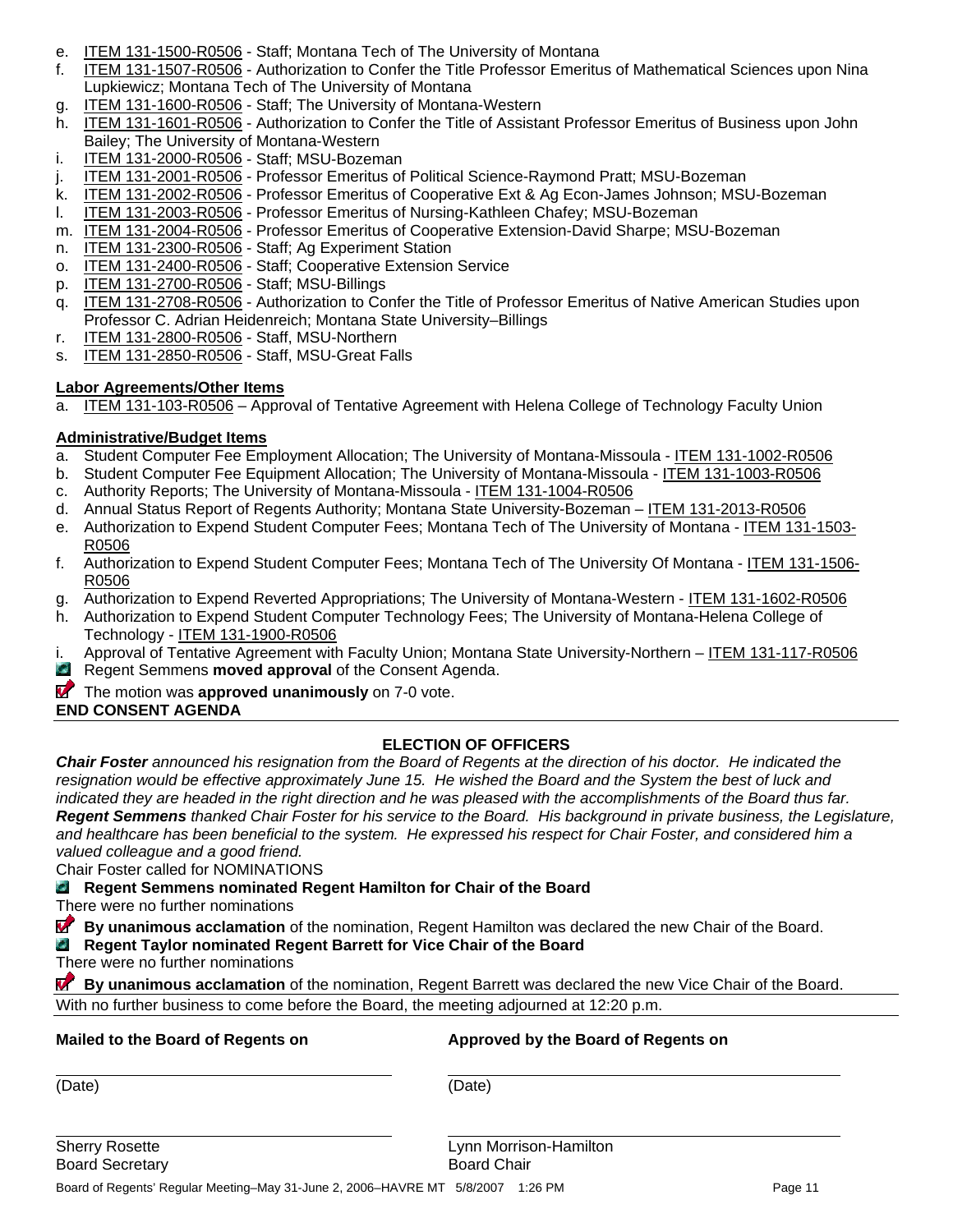e. ITEM 131-1500-R0506 - Staff; Montana Tech of The University of Montana
f. ITEM 131-1507-R0506 - Authorization to Confer the Title Professor Emeritus of Mathematical Sciences upon Nina Lupkiewicz; Montana Tech of The University of Montana
g. ITEM 131-1600-R0506 - Staff; The University of Montana-Western
h. ITEM 131-1601-R0506 - Authorization to Confer the Title of Assistant Professor Emeritus of Business upon John Bailey; The University of Montana-Western
i. ITEM 131-2000-R0506 - Staff; MSU-Bozeman
j. ITEM 131-2001-R0506 - Professor Emeritus of Political Science-Raymond Pratt; MSU-Bozeman
k. ITEM 131-2002-R0506 - Professor Emeritus of Cooperative Ext & Ag Econ-James Johnson; MSU-Bozeman
l. ITEM 131-2003-R0506 - Professor Emeritus of Nursing-Kathleen Chafey; MSU-Bozeman
m. ITEM 131-2004-R0506 - Professor Emeritus of Cooperative Extension-David Sharpe; MSU-Bozeman
n. ITEM 131-2300-R0506 - Staff; Ag Experiment Station
o. ITEM 131-2400-R0506 - Staff; Cooperative Extension Service
p. ITEM 131-2700-R0506 - Staff; MSU-Billings
q. ITEM 131-2708-R0506 - Authorization to Confer the Title of Professor Emeritus of Native American Studies upon Professor C. Adrian Heidenreich; Montana State University–Billings
r. ITEM 131-2800-R0506 - Staff, MSU-Northern
s. ITEM 131-2850-R0506 - Staff, MSU-Great Falls

**Labor Agreements/Other Items**

a. ITEM 131-103-R0506 – Approval of Tentative Agreement with Helena College of Technology Faculty Union

**Administrative/Budget Items**

a. Student Computer Fee Employment Allocation; The University of Montana-Missoula - ITEM 131-1002-R0506
b. Student Computer Fee Equipment Allocation; The University of Montana-Missoula - ITEM 131-1003-R0506
c. Authority Reports; The University of Montana-Missoula - ITEM 131-1004-R0506
d. Annual Status Report of Regents Authority; Montana State University-Bozeman – ITEM 131-2013-R0506
e. Authorization to Expend Student Computer Fees; Montana Tech of The University of Montana - ITEM 131-1503-R0506
f. Authorization to Expend Student Computer Fees; Montana Tech of The University Of Montana - ITEM 131-1506-R0506
g. Authorization to Expend Reverted Appropriations; The University of Montana-Western - ITEM 131-1602-R0506
h. Authorization to Expend Student Computer Technology Fees; The University of Montana-Helena College of Technology - ITEM 131-1900-R0506
i. Approval of Tentative Agreement with Faculty Union; Montana State University-Northern – ITEM 131-117-R0506

Regent Semmens **moved approval** of the Consent Agenda.

The motion was **approved unanimously** on 7-0 vote.

**END CONSENT AGENDA**

## ELECTION OF OFFICERS

***Chair Foster*** *announced his resignation from the Board of Regents at the direction of his doctor. He indicated the resignation would be effective approximately June 15. He wished the Board and the System the best of luck and indicated they are headed in the right direction and he was pleased with the accomplishments of the Board thus far.*
***Regent Semmens*** *thanked Chair Foster for his service to the Board. His background in private business, the Legislature, and healthcare has been beneficial to the system. He expressed his respect for Chair Foster, and considered him a valued colleague and a good friend.*

Chair Foster called for NOMINATIONS

**Regent Semmens nominated Regent Hamilton for Chair of the Board**

There were no further nominations

**By unanimous acclamation** of the nomination, Regent Hamilton was declared the new Chair of the Board.

**Regent Taylor nominated Regent Barrett for Vice Chair of the Board**

There were no further nominations

**By unanimous acclamation** of the nomination, Regent Barrett was declared the new Vice Chair of the Board.

With no further business to come before the Board, the meeting adjourned at 12:20 p.m.

| **Mailed to the Board of Regents on** | **Approved by the Board of Regents on** |
| --- | --- |
| (Date) | (Date) |
| Sherry Rosette<br>Board Secretary | Lynn Morrison-Hamilton<br>Board Chair |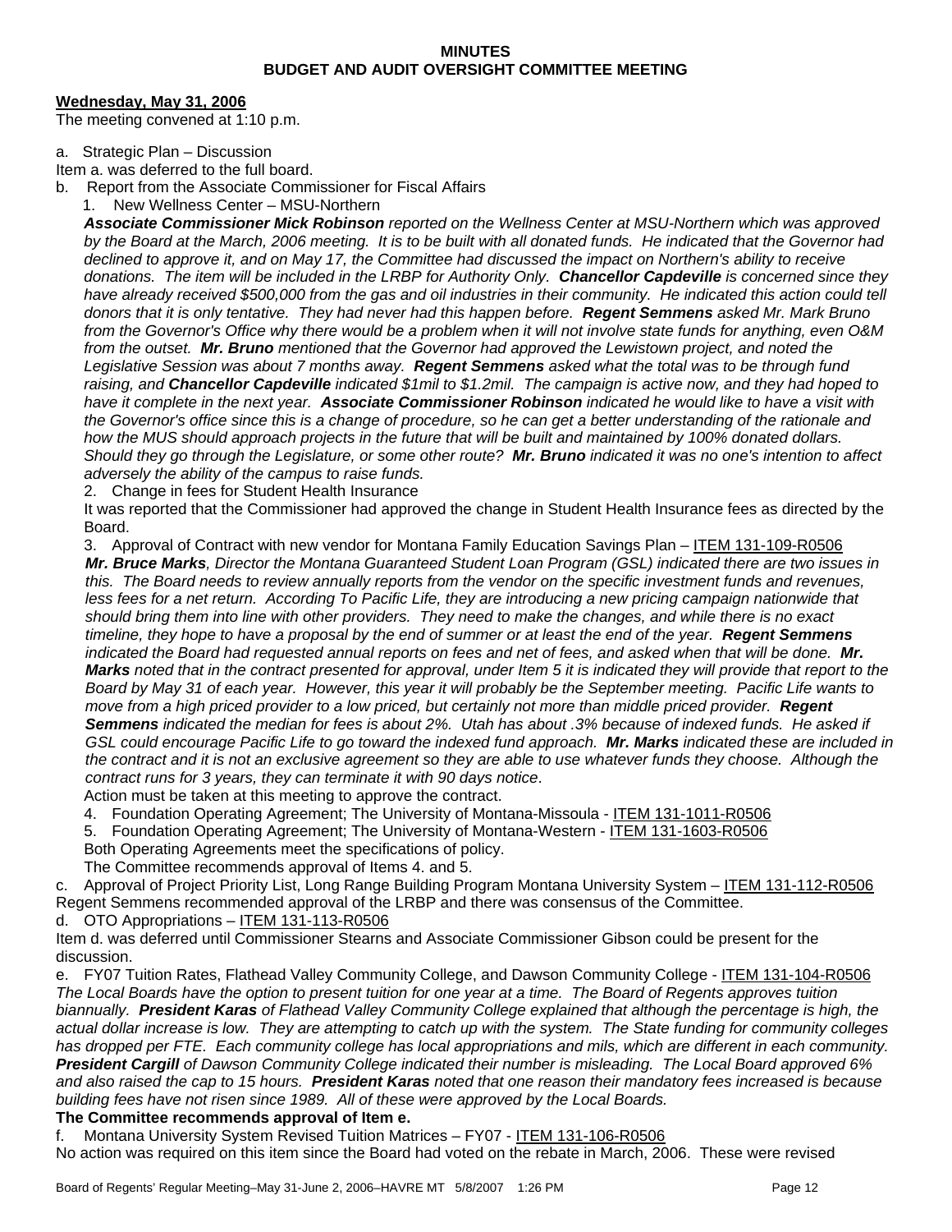**MINUTES**
**BUDGET AND AUDIT OVERSIGHT COMMITTEE MEETING**

**Wednesday, May 31, 2006**

The meeting convened at 1:10 p.m.

a. Strategic Plan – Discussion

Item a. was deferred to the full board.

b. Report from the Associate Commissioner for Fiscal Affairs

1. New Wellness Center – MSU-Northern

***Associate Commissioner Mick Robinson*** *reported on the Wellness Center at MSU-Northern which was approved by the Board at the March, 2006 meeting. It is to be built with all donated funds. He indicated that the Governor had declined to approve it, and on May 17, the Committee had discussed the impact on Northern's ability to receive donations. The item will be included in the LRBP for Authority Only.* ***Chancellor Capdeville*** *is concerned since they have already received $500,000 from the gas and oil industries in their community. He indicated this action could tell donors that it is only tentative. They had never had this happen before.* ***Regent Semmens*** *asked Mr. Mark Bruno from the Governor's Office why there would be a problem when it will not involve state funds for anything, even O&M from the outset.* ***Mr. Bruno*** *mentioned that the Governor had approved the Lewistown project, and noted the Legislative Session was about 7 months away.* ***Regent Semmens*** *asked what the total was to be through fund raising, and* ***Chancellor Capdeville*** *indicated $1mil to $1.2mil. The campaign is active now, and they had hoped to have it complete in the next year.* ***Associate Commissioner Robinson*** *indicated he would like to have a visit with the Governor's office since this is a change of procedure, so he can get a better understanding of the rationale and how the MUS should approach projects in the future that will be built and maintained by 100% donated dollars. Should they go through the Legislature, or some other route?* ***Mr. Bruno*** *indicated it was no one's intention to affect adversely the ability of the campus to raise funds.*

2. Change in fees for Student Health Insurance

It was reported that the Commissioner had approved the change in Student Health Insurance fees as directed by the Board.

3. Approval of Contract with new vendor for Montana Family Education Savings Plan – ITEM 131-109-R0506

***Mr. Bruce Marks****, Director the Montana Guaranteed Student Loan Program (GSL) indicated there are two issues in this. The Board needs to review annually reports from the vendor on the specific investment funds and revenues, less fees for a net return. According To Pacific Life, they are introducing a new pricing campaign nationwide that should bring them into line with other providers. They need to make the changes, and while there is no exact timeline, they hope to have a proposal by the end of summer or at least the end of the year.* ***Regent Semmens*** *indicated the Board had requested annual reports on fees and net of fees, and asked when that will be done.* ***Mr. Marks*** *noted that in the contract presented for approval, under Item 5 it is indicated they will provide that report to the Board by May 31 of each year. However, this year it will probably be the September meeting. Pacific Life wants to move from a high priced provider to a low priced, but certainly not more than middle priced provider.* ***Regent Semmens*** *indicated the median for fees is about 2%. Utah has about .3% because of indexed funds. He asked if GSL could encourage Pacific Life to go toward the indexed fund approach.* ***Mr. Marks*** *indicated these are included in the contract and it is not an exclusive agreement so they are able to use whatever funds they choose. Although the contract runs for 3 years, they can terminate it with 90 days notice*.

Action must be taken at this meeting to approve the contract.

4. Foundation Operating Agreement; The University of Montana-Missoula - ITEM 131-1011-R0506
5. Foundation Operating Agreement; The University of Montana-Western - ITEM 131-1603-R0506

Both Operating Agreements meet the specifications of policy.

The Committee recommends approval of Items 4. and 5.

c. Approval of Project Priority List, Long Range Building Program Montana University System – ITEM 131-112-R0506

Regent Semmens recommended approval of the LRBP and there was consensus of the Committee.

d. OTO Appropriations – ITEM 131-113-R0506

Item d. was deferred until Commissioner Stearns and Associate Commissioner Gibson could be present for the discussion.

e. FY07 Tuition Rates, Flathead Valley Community College, and Dawson Community College - ITEM 131-104-R0506

*The Local Boards have the option to present tuition for one year at a time. The Board of Regents approves tuition biannually.* ***President Karas*** *of Flathead Valley Community College explained that although the percentage is high, the actual dollar increase is low. They are attempting to catch up with the system. The State funding for community colleges has dropped per FTE. Each community college has local appropriations and mils, which are different in each community.* ***President Cargill*** *of Dawson Community College indicated their number is misleading. The Local Board approved 6% and also raised the cap to 15 hours.* ***President Karas*** *noted that one reason their mandatory fees increased is because building fees have not risen since 1989. All of these were approved by the Local Boards.*

**The Committee recommends approval of Item e.**

f. Montana University System Revised Tuition Matrices – FY07 - ITEM 131-106-R0506

No action was required on this item since the Board had voted on the rebate in March, 2006. These were revised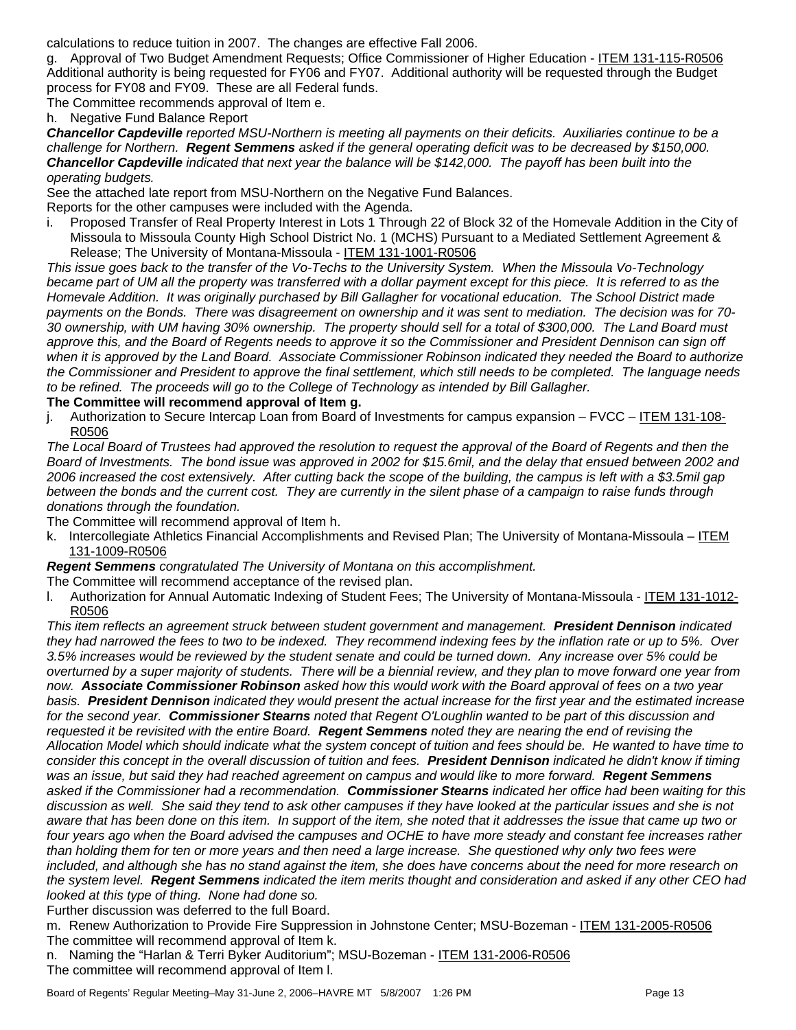calculations to reduce tuition in 2007. The changes are effective Fall 2006.

g. Approval of Two Budget Amendment Requests; Office Commissioner of Higher Education - ITEM 131-115-R0506
Additional authority is being requested for FY06 and FY07. Additional authority will be requested through the Budget process for FY08 and FY09. These are all Federal funds.

The Committee recommends approval of Item e.

h. Negative Fund Balance Report

***Chancellor Capdeville*** *reported MSU-Northern is meeting all payments on their deficits. Auxiliaries continue to be a challenge for Northern.* ***Regent Semmens*** *asked if the general operating deficit was to be decreased by $150,000.* ***Chancellor Capdeville*** *indicated that next year the balance will be $142,000. The payoff has been built into the operating budgets.*

See the attached late report from MSU-Northern on the Negative Fund Balances.

Reports for the other campuses were included with the Agenda.

i. Proposed Transfer of Real Property Interest in Lots 1 Through 22 of Block 32 of the Homevale Addition in the City of Missoula to Missoula County High School District No. 1 (MCHS) Pursuant to a Mediated Settlement Agreement & Release; The University of Montana-Missoula - ITEM 131-1001-R0506

*This issue goes back to the transfer of the Vo-Techs to the University System. When the Missoula Vo-Technology became part of UM all the property was transferred with a dollar payment except for this piece. It is referred to as the Homevale Addition. It was originally purchased by Bill Gallagher for vocational education. The School District made payments on the Bonds. There was disagreement on ownership and it was sent to mediation. The decision was for 70-30 ownership, with UM having 30% ownership. The property should sell for a total of $300,000. The Land Board must approve this, and the Board of Regents needs to approve it so the Commissioner and President Dennison can sign off when it is approved by the Land Board. Associate Commissioner Robinson indicated they needed the Board to authorize the Commissioner and President to approve the final settlement, which still needs to be completed. The language needs to be refined. The proceeds will go to the College of Technology as intended by Bill Gallagher.*

**The Committee will recommend approval of Item g.**

j. Authorization to Secure Intercap Loan from Board of Investments for campus expansion – FVCC – ITEM 131-108-R0506

*The Local Board of Trustees had approved the resolution to request the approval of the Board of Regents and then the Board of Investments. The bond issue was approved in 2002 for $15.6mil, and the delay that ensued between 2002 and 2006 increased the cost extensively. After cutting back the scope of the building, the campus is left with a $3.5mil gap between the bonds and the current cost. They are currently in the silent phase of a campaign to raise funds through donations through the foundation.*

The Committee will recommend approval of Item h.

k. Intercollegiate Athletics Financial Accomplishments and Revised Plan; The University of Montana-Missoula – ITEM 131-1009-R0506

***Regent Semmens*** *congratulated The University of Montana on this accomplishment.*

The Committee will recommend acceptance of the revised plan.

l. Authorization for Annual Automatic Indexing of Student Fees; The University of Montana-Missoula - ITEM 131-1012-R0506

*This item reflects an agreement struck between student government and management.* ***President Dennison*** *indicated they had narrowed the fees to two to be indexed. They recommend indexing fees by the inflation rate or up to 5%. Over 3.5% increases would be reviewed by the student senate and could be turned down. Any increase over 5% could be overturned by a super majority of students. There will be a biennial review, and they plan to move forward one year from now.* ***Associate Commissioner Robinson*** *asked how this would work with the Board approval of fees on a two year basis.* ***President Dennison*** *indicated they would present the actual increase for the first year and the estimated increase for the second year.* ***Commissioner Stearns*** *noted that Regent O'Loughlin wanted to be part of this discussion and requested it be revisited with the entire Board.* ***Regent Semmens*** *noted they are nearing the end of revising the Allocation Model which should indicate what the system concept of tuition and fees should be. He wanted to have time to consider this concept in the overall discussion of tuition and fees.* ***President Dennison*** *indicated he didn't know if timing was an issue, but said they had reached agreement on campus and would like to more forward.* ***Regent Semmens*** *asked if the Commissioner had a recommendation.* ***Commissioner Stearns*** *indicated her office had been waiting for this discussion as well. She said they tend to ask other campuses if they have looked at the particular issues and she is not aware that has been done on this item. In support of the item, she noted that it addresses the issue that came up two or four years ago when the Board advised the campuses and OCHE to have more steady and constant fee increases rather than holding them for ten or more years and then need a large increase. She questioned why only two fees were included, and although she has no stand against the item, she does have concerns about the need for more research on the system level.* ***Regent Semmens*** *indicated the item merits thought and consideration and asked if any other CEO had looked at this type of thing. None had done so.*

Further discussion was deferred to the full Board.

m. Renew Authorization to Provide Fire Suppression in Johnstone Center; MSU-Bozeman - ITEM 131-2005-R0506
The committee will recommend approval of Item k.

n. Naming the "Harlan & Terri Byker Auditorium"; MSU-Bozeman - ITEM 131-2006-R0506
The committee will recommend approval of Item l.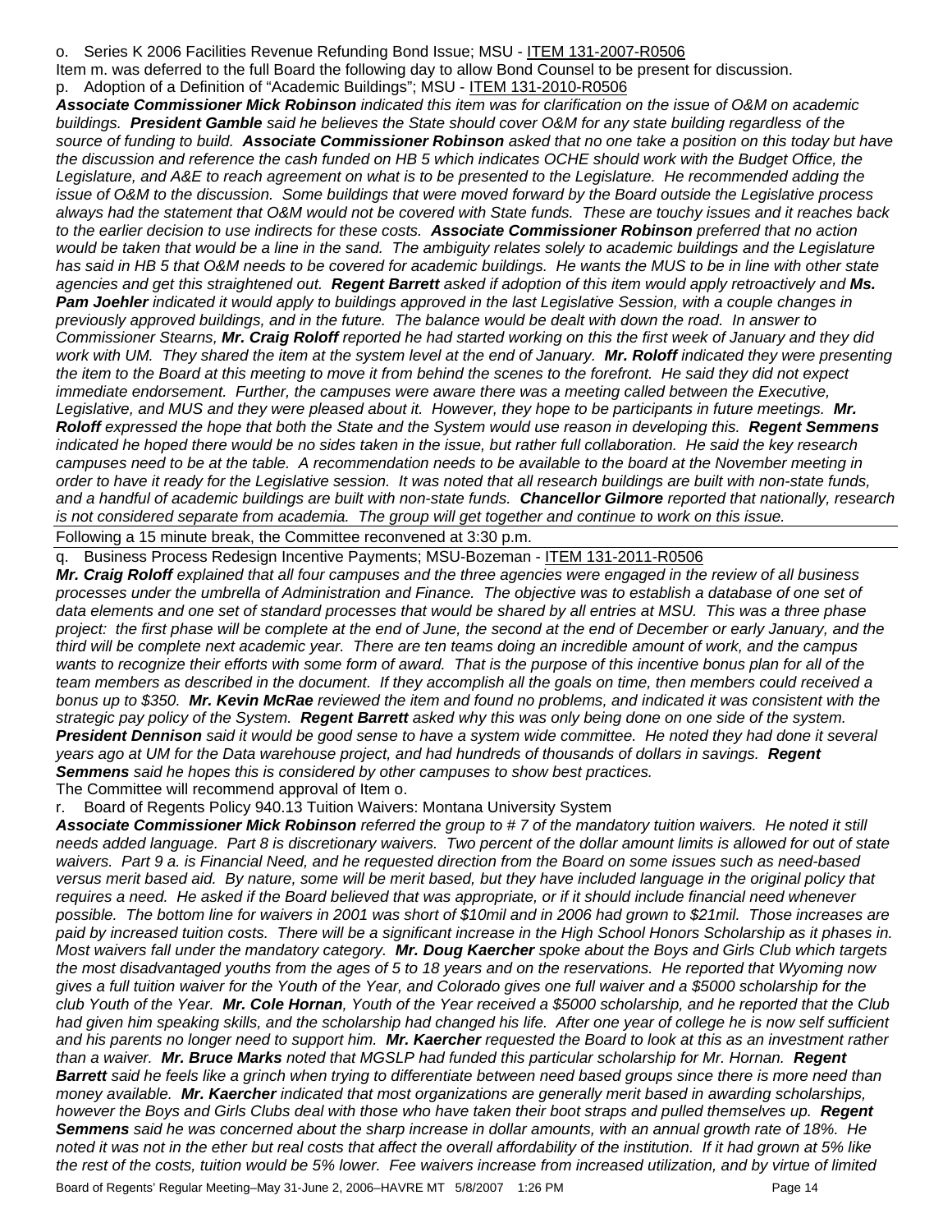o. Series K 2006 Facilities Revenue Refunding Bond Issue; MSU - ITEM 131-2007-R0506

Item m. was deferred to the full Board the following day to allow Bond Counsel to be present for discussion.

p. Adoption of a Definition of "Academic Buildings"; MSU - ITEM 131-2010-R0506

***Associate Commissioner Mick Robinson** indicated this item was for clarification on the issue of O&M on academic buildings. **President Gamble** said he believes the State should cover O&M for any state building regardless of the source of funding to build. **Associate Commissioner Robinson** asked that no one take a position on this today but have the discussion and reference the cash funded on HB 5 which indicates OCHE should work with the Budget Office, the Legislature, and A&E to reach agreement on what is to be presented to the Legislature. He recommended adding the issue of O&M to the discussion. Some buildings that were moved forward by the Board outside the Legislative process always had the statement that O&M would not be covered with State funds. These are touchy issues and it reaches back to the earlier decision to use indirects for these costs. **Associate Commissioner Robinson** preferred that no action would be taken that would be a line in the sand. The ambiguity relates solely to academic buildings and the Legislature has said in HB 5 that O&M needs to be covered for academic buildings. He wants the MUS to be in line with other state agencies and get this straightened out. **Regent Barrett** asked if adoption of this item would apply retroactively and **Ms. Pam Joehler** indicated it would apply to buildings approved in the last Legislative Session, with a couple changes in previously approved buildings, and in the future. The balance would be dealt with down the road. In answer to Commissioner Stearns, **Mr. Craig Roloff** reported he had started working on this the first week of January and they did work with UM. They shared the item at the system level at the end of January. **Mr. Roloff** indicated they were presenting the item to the Board at this meeting to move it from behind the scenes to the forefront. He said they did not expect immediate endorsement. Further, the campuses were aware there was a meeting called between the Executive, Legislative, and MUS and they were pleased about it. However, they hope to be participants in future meetings. **Mr. Roloff** expressed the hope that both the State and the System would use reason in developing this. **Regent Semmens** indicated he hoped there would be no sides taken in the issue, but rather full collaboration. He said the key research campuses need to be at the table. A recommendation needs to be available to the board at the November meeting in order to have it ready for the Legislative session. It was noted that all research buildings are built with non-state funds, and a handful of academic buildings are built with non-state funds. **Chancellor Gilmore** reported that nationally, research is not considered separate from academia. The group will get together and continue to work on this issue.*

Following a 15 minute break, the Committee reconvened at 3:30 p.m.

q. Business Process Redesign Incentive Payments; MSU-Bozeman - ITEM 131-2011-R0506

***Mr. Craig Roloff** explained that all four campuses and the three agencies were engaged in the review of all business processes under the umbrella of Administration and Finance. The objective was to establish a database of one set of data elements and one set of standard processes that would be shared by all entries at MSU. This was a three phase project: the first phase will be complete at the end of June, the second at the end of December or early January, and the third will be complete next academic year. There are ten teams doing an incredible amount of work, and the campus wants to recognize their efforts with some form of award. That is the purpose of this incentive bonus plan for all of the team members as described in the document. If they accomplish all the goals on time, then members could received a bonus up to $350. **Mr. Kevin McRae** reviewed the item and found no problems, and indicated it was consistent with the strategic pay policy of the System. **Regent Barrett** asked why this was only being done on one side of the system. **President Dennison** said it would be good sense to have a system wide committee. He noted they had done it several years ago at UM for the Data warehouse project, and had hundreds of thousands of dollars in savings. **Regent Semmens** said he hopes this is considered by other campuses to show best practices.*

The Committee will recommend approval of Item o.

r. Board of Regents Policy 940.13 Tuition Waivers: Montana University System

***Associate Commissioner Mick Robinson** referred the group to # 7 of the mandatory tuition waivers. He noted it still needs added language. Part 8 is discretionary waivers. Two percent of the dollar amount limits is allowed for out of state waivers. Part 9 a. is Financial Need, and he requested direction from the Board on some issues such as need-based versus merit based aid. By nature, some will be merit based, but they have included language in the original policy that requires a need. He asked if the Board believed that was appropriate, or if it should include financial need whenever possible. The bottom line for waivers in 2001 was short of $10mil and in 2006 had grown to $21mil. Those increases are paid by increased tuition costs. There will be a significant increase in the High School Honors Scholarship as it phases in. Most waivers fall under the mandatory category. **Mr. Doug Kaercher** spoke about the Boys and Girls Club which targets the most disadvantaged youths from the ages of 5 to 18 years and on the reservations. He reported that Wyoming now gives a full tuition waiver for the Youth of the Year, and Colorado gives one full waiver and a $5000 scholarship for the club Youth of the Year. **Mr. Cole Hornan**, Youth of the Year received a $5000 scholarship, and he reported that the Club had given him speaking skills, and the scholarship had changed his life. After one year of college he is now self sufficient and his parents no longer need to support him. **Mr. Kaercher** requested the Board to look at this as an investment rather than a waiver. **Mr. Bruce Marks** noted that MGSLP had funded this particular scholarship for Mr. Hornan. **Regent Barrett** said he feels like a grinch when trying to differentiate between need based groups since there is more need than money available. **Mr. Kaercher** indicated that most organizations are generally merit based in awarding scholarships, however the Boys and Girls Clubs deal with those who have taken their boot straps and pulled themselves up. **Regent Semmens** said he was concerned about the sharp increase in dollar amounts, with an annual growth rate of 18%. He noted it was not in the ether but real costs that affect the overall affordability of the institution. If it had grown at 5% like the rest of the costs, tuition would be 5% lower. Fee waivers increase from increased utilization, and by virtue of limited*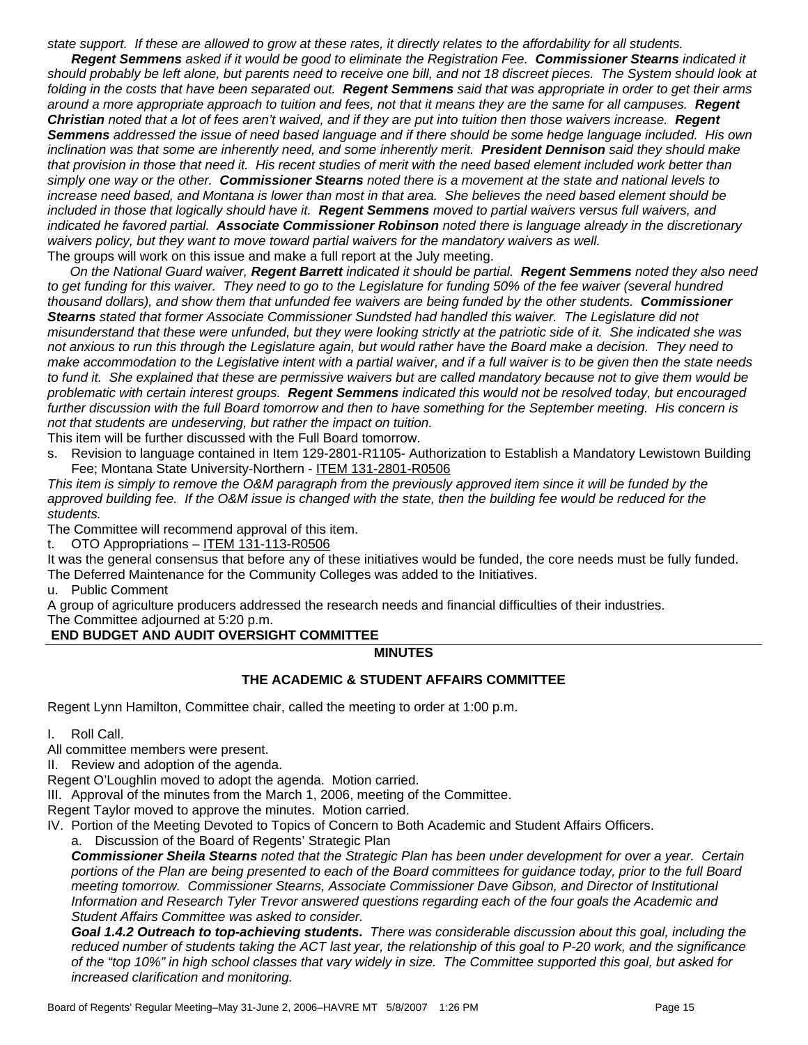*state support. If these are allowed to grow at these rates, it directly relates to the affordability for all students.*

***Regent Semmens*** *asked if it would be good to eliminate the Registration Fee.* ***Commissioner Stearns*** *indicated it should probably be left alone, but parents need to receive one bill, and not 18 discreet pieces. The System should look at folding in the costs that have been separated out.* ***Regent Semmens*** *said that was appropriate in order to get their arms around a more appropriate approach to tuition and fees, not that it means they are the same for all campuses.* ***Regent Christian*** *noted that a lot of fees aren't waived, and if they are put into tuition then those waivers increase.* ***Regent Semmens*** *addressed the issue of need based language and if there should be some hedge language included. His own inclination was that some are inherently need, and some inherently merit.* ***President Dennison*** *said they should make that provision in those that need it. His recent studies of merit with the need based element included work better than simply one way or the other.* ***Commissioner Stearns*** *noted there is a movement at the state and national levels to increase need based, and Montana is lower than most in that area. She believes the need based element should be included in those that logically should have it.* ***Regent Semmens*** *moved to partial waivers versus full waivers, and indicated he favored partial.* ***Associate Commissioner Robinson*** *noted there is language already in the discretionary waivers policy, but they want to move toward partial waivers for the mandatory waivers as well.*

The groups will work on this issue and make a full report at the July meeting.

*On the National Guard waiver,* ***Regent Barrett*** *indicated it should be partial.* ***Regent Semmens*** *noted they also need to get funding for this waiver. They need to go to the Legislature for funding 50% of the fee waiver (several hundred thousand dollars), and show them that unfunded fee waivers are being funded by the other students.* ***Commissioner Stearns*** *stated that former Associate Commissioner Sundsted had handled this waiver. The Legislature did not misunderstand that these were unfunded, but they were looking strictly at the patriotic side of it. She indicated she was not anxious to run this through the Legislature again, but would rather have the Board make a decision. They need to make accommodation to the Legislative intent with a partial waiver, and if a full waiver is to be given then the state needs to fund it. She explained that these are permissive waivers but are called mandatory because not to give them would be problematic with certain interest groups.* ***Regent Semmens*** *indicated this would not be resolved today, but encouraged further discussion with the full Board tomorrow and then to have something for the September meeting. His concern is not that students are undeserving, but rather the impact on tuition.*

This item will be further discussed with the Full Board tomorrow.

s. Revision to language contained in Item 129-2801-R1105- Authorization to Establish a Mandatory Lewistown Building Fee; Montana State University-Northern - ITEM 131-2801-R0506

*This item is simply to remove the O&M paragraph from the previously approved item since it will be funded by the approved building fee. If the O&M issue is changed with the state, then the building fee would be reduced for the students.*

The Committee will recommend approval of this item.

t. OTO Appropriations – ITEM 131-113-R0506

It was the general consensus that before any of these initiatives would be funded, the core needs must be fully funded. The Deferred Maintenance for the Community Colleges was added to the Initiatives.

u. Public Comment

A group of agriculture producers addressed the research needs and financial difficulties of their industries.

The Committee adjourned at 5:20 p.m.

**END BUDGET AND AUDIT OVERSIGHT COMMITTEE**

---

**MINUTES**

**THE ACADEMIC & STUDENT AFFAIRS COMMITTEE**

Regent Lynn Hamilton, Committee chair, called the meeting to order at 1:00 p.m.

I. Roll Call.

All committee members were present.

II. Review and adoption of the agenda.

Regent O'Loughlin moved to adopt the agenda. Motion carried.

III. Approval of the minutes from the March 1, 2006, meeting of the Committee.

Regent Taylor moved to approve the minutes. Motion carried.

IV. Portion of the Meeting Devoted to Topics of Concern to Both Academic and Student Affairs Officers.

a. Discussion of the Board of Regents' Strategic Plan

***Commissioner Sheila Stearns*** *noted that the Strategic Plan has been under development for over a year. Certain portions of the Plan are being presented to each of the Board committees for guidance today, prior to the full Board meeting tomorrow. Commissioner Stearns, Associate Commissioner Dave Gibson, and Director of Institutional Information and Research Tyler Trevor answered questions regarding each of the four goals the Academic and Student Affairs Committee was asked to consider.*

***Goal 1.4.2 Outreach to top-achieving students.*** *There was considerable discussion about this goal, including the reduced number of students taking the ACT last year, the relationship of this goal to P-20 work, and the significance of the "top 10%" in high school classes that vary widely in size. The Committee supported this goal, but asked for increased clarification and monitoring.*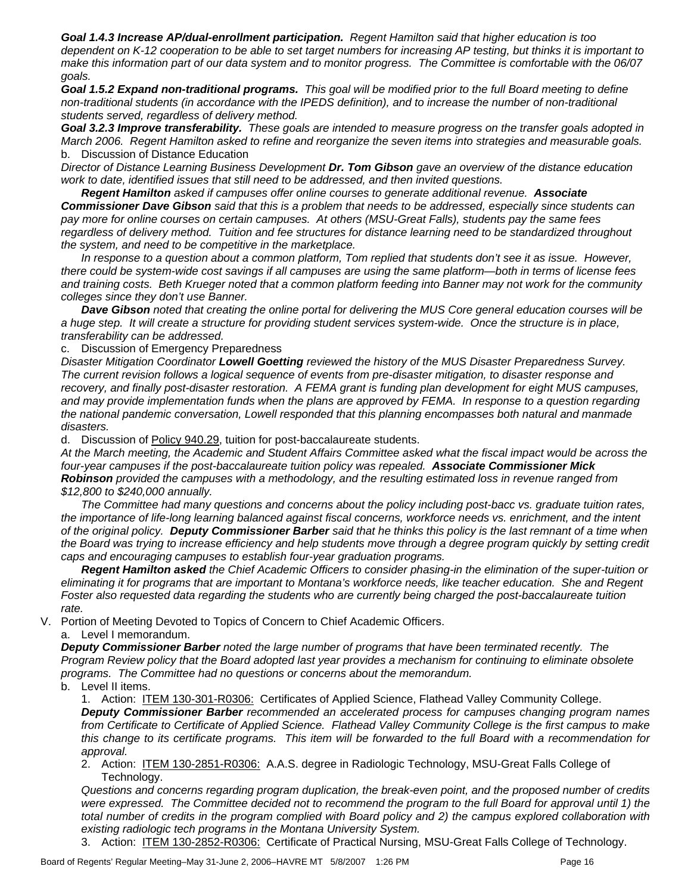***Goal 1.4.3 Increase AP/dual-enrollment participation.*** *Regent Hamilton said that higher education is too dependent on K-12 cooperation to be able to set target numbers for increasing AP testing, but thinks it is important to make this information part of our data system and to monitor progress. The Committee is comfortable with the 06/07 goals.*

***Goal 1.5.2 Expand non-traditional programs.*** *This goal will be modified prior to the full Board meeting to define non-traditional students (in accordance with the IPEDS definition), and to increase the number of non-traditional students served, regardless of delivery method.*

***Goal 3.2.3 Improve transferability.*** *These goals are intended to measure progress on the transfer goals adopted in March 2006. Regent Hamilton asked to refine and reorganize the seven items into strategies and measurable goals.*

b. Discussion of Distance Education

*Director of Distance Learning Business Development* ***Dr. Tom Gibson*** *gave an overview of the distance education work to date, identified issues that still need to be addressed, and then invited questions.*

***Regent Hamilton*** *asked if campuses offer online courses to generate additional revenue.* ***Associate Commissioner Dave Gibson*** *said that this is a problem that needs to be addressed, especially since students can pay more for online courses on certain campuses. At others (MSU-Great Falls), students pay the same fees regardless of delivery method. Tuition and fee structures for distance learning need to be standardized throughout the system, and need to be competitive in the marketplace.*

*In response to a question about a common platform, Tom replied that students don't see it as issue. However, there could be system-wide cost savings if all campuses are using the same platform—both in terms of license fees and training costs. Beth Krueger noted that a common platform feeding into Banner may not work for the community colleges since they don't use Banner.*

***Dave Gibson*** *noted that creating the online portal for delivering the MUS Core general education courses will be a huge step. It will create a structure for providing student services system-wide. Once the structure is in place, transferability can be addressed.*

c. Discussion of Emergency Preparedness

*Disaster Mitigation Coordinator* ***Lowell Goetting*** *reviewed the history of the MUS Disaster Preparedness Survey. The current revision follows a logical sequence of events from pre-disaster mitigation, to disaster response and recovery, and finally post-disaster restoration. A FEMA grant is funding plan development for eight MUS campuses, and may provide implementation funds when the plans are approved by FEMA. In response to a question regarding the national pandemic conversation, Lowell responded that this planning encompasses both natural and manmade disasters.*

d. Discussion of Policy 940.29, tuition for post-baccalaureate students.

*At the March meeting, the Academic and Student Affairs Committee asked what the fiscal impact would be across the four-year campuses if the post-baccalaureate tuition policy was repealed.* ***Associate Commissioner Mick Robinson*** *provided the campuses with a methodology, and the resulting estimated loss in revenue ranged from $12,800 to $240,000 annually.*

*The Committee had many questions and concerns about the policy including post-bacc vs. graduate tuition rates, the importance of life-long learning balanced against fiscal concerns, workforce needs vs. enrichment, and the intent of the original policy.* ***Deputy Commissioner Barber*** *said that he thinks this policy is the last remnant of a time when the Board was trying to increase efficiency and help students move through a degree program quickly by setting credit caps and encouraging campuses to establish four-year graduation programs.*

***Regent Hamilton asked*** *the Chief Academic Officers to consider phasing-in the elimination of the super-tuition or eliminating it for programs that are important to Montana's workforce needs, like teacher education. She and Regent Foster also requested data regarding the students who are currently being charged the post-baccalaureate tuition rate.*

V. Portion of Meeting Devoted to Topics of Concern to Chief Academic Officers.

a. Level I memorandum.

***Deputy Commissioner Barber*** *noted the large number of programs that have been terminated recently. The Program Review policy that the Board adopted last year provides a mechanism for continuing to eliminate obsolete programs. The Committee had no questions or concerns about the memorandum.*

b. Level II items.

1. Action: ITEM 130-301-R0306: Certificates of Applied Science, Flathead Valley Community College.

   ***Deputy Commissioner Barber*** *recommended an accelerated process for campuses changing program names from Certificate to Certificate of Applied Science. Flathead Valley Community College is the first campus to make this change to its certificate programs. This item will be forwarded to the full Board with a recommendation for approval.*

2. Action: ITEM 130-2851-R0306: A.A.S. degree in Radiologic Technology, MSU-Great Falls College of Technology.

   *Questions and concerns regarding program duplication, the break-even point, and the proposed number of credits were expressed. The Committee decided not to recommend the program to the full Board for approval until 1) the total number of credits in the program complied with Board policy and 2) the campus explored collaboration with existing radiologic tech programs in the Montana University System.*

3. Action: ITEM 130-2852-R0306: Certificate of Practical Nursing, MSU-Great Falls College of Technology.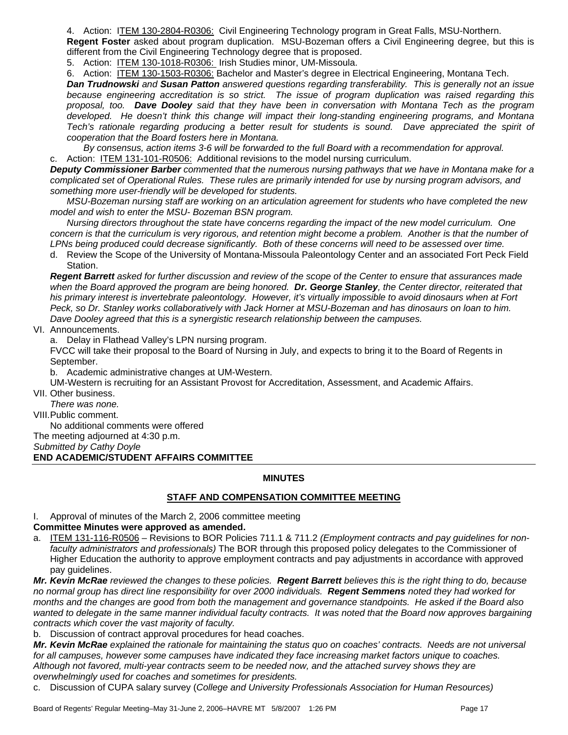4. Action: ITEM 130-2804-R0306: Civil Engineering Technology program in Great Falls, MSU-Northern.

**Regent Foster** asked about program duplication. MSU-Bozeman offers a Civil Engineering degree, but this is different from the Civil Engineering Technology degree that is proposed.

5. Action: ITEM 130-1018-R0306: Irish Studies minor, UM-Missoula.
6. Action: ITEM 130-1503-R0306: Bachelor and Master's degree in Electrical Engineering, Montana Tech.

***Dan Trudnowski*** *and* ***Susan Patton*** *answered questions regarding transferability. This is generally not an issue because engineering accreditation is so strict. The issue of program duplication was raised regarding this proposal, too.* ***Dave Dooley*** *said that they have been in conversation with Montana Tech as the program developed. He doesn't think this change will impact their long-standing engineering programs, and Montana Tech's rationale regarding producing a better result for students is sound. Dave appreciated the spirit of cooperation that the Board fosters here in Montana.*

*By consensus, action items 3-6 will be forwarded to the full Board with a recommendation for approval.*

c. Action: ITEM 131-101-R0506: Additional revisions to the model nursing curriculum.

***Deputy Commissioner Barber*** *commented that the numerous nursing pathways that we have in Montana make for a complicated set of Operational Rules. These rules are primarily intended for use by nursing program advisors, and something more user-friendly will be developed for students.*

*MSU-Bozeman nursing staff are working on an articulation agreement for students who have completed the new model and wish to enter the MSU- Bozeman BSN program.*

*Nursing directors throughout the state have concerns regarding the impact of the new model curriculum. One concern is that the curriculum is very rigorous, and retention might become a problem. Another is that the number of LPNs being produced could decrease significantly. Both of these concerns will need to be assessed over time.*

d. Review the Scope of the University of Montana-Missoula Paleontology Center and an associated Fort Peck Field Station.

***Regent Barrett*** *asked for further discussion and review of the scope of the Center to ensure that assurances made when the Board approved the program are being honored.* ***Dr. George Stanley****, the Center director, reiterated that his primary interest is invertebrate paleontology. However, it's virtually impossible to avoid dinosaurs when at Fort Peck, so Dr. Stanley works collaboratively with Jack Horner at MSU-Bozeman and has dinosaurs on loan to him. Dave Dooley agreed that this is a synergistic research relationship between the campuses.*

VI. Announcements.

a. Delay in Flathead Valley's LPN nursing program.

FVCC will take their proposal to the Board of Nursing in July, and expects to bring it to the Board of Regents in September.

b. Academic administrative changes at UM-Western.

UM-Western is recruiting for an Assistant Provost for Accreditation, Assessment, and Academic Affairs.

VII. Other business.

*There was none.*

VIII. Public comment.

No additional comments were offered

The meeting adjourned at 4:30 p.m.

*Submitted by Cathy Doyle*

**END ACADEMIC/STUDENT AFFAIRS COMMITTEE**

---

## MINUTES

## STAFF AND COMPENSATION COMMITTEE MEETING

I. Approval of minutes of the March 2, 2006 committee meeting

**Committee Minutes were approved as amended.**

a. ITEM 131-116-R0506 – Revisions to BOR Policies 711.1 & 711.2 *(Employment contracts and pay guidelines for non-faculty administrators and professionals)* The BOR through this proposed policy delegates to the Commissioner of Higher Education the authority to approve employment contracts and pay adjustments in accordance with approved pay guidelines.

***Mr. Kevin McRae*** *reviewed the changes to these policies.* ***Regent Barrett*** *believes this is the right thing to do, because no normal group has direct line responsibility for over 2000 individuals.* ***Regent Semmens*** *noted they had worked for months and the changes are good from both the management and governance standpoints. He asked if the Board also wanted to delegate in the same manner individual faculty contracts. It was noted that the Board now approves bargaining contracts which cover the vast majority of faculty.*

b. Discussion of contract approval procedures for head coaches.

***Mr. Kevin McRae*** *explained the rationale for maintaining the status quo on coaches' contracts. Needs are not universal for all campuses, however some campuses have indicated they face increasing market factors unique to coaches. Although not favored, multi-year contracts seem to be needed now, and the attached survey shows they are overwhelmingly used for coaches and sometimes for presidents.*

c. Discussion of CUPA salary survey (*College and University Professionals Association for Human Resources)*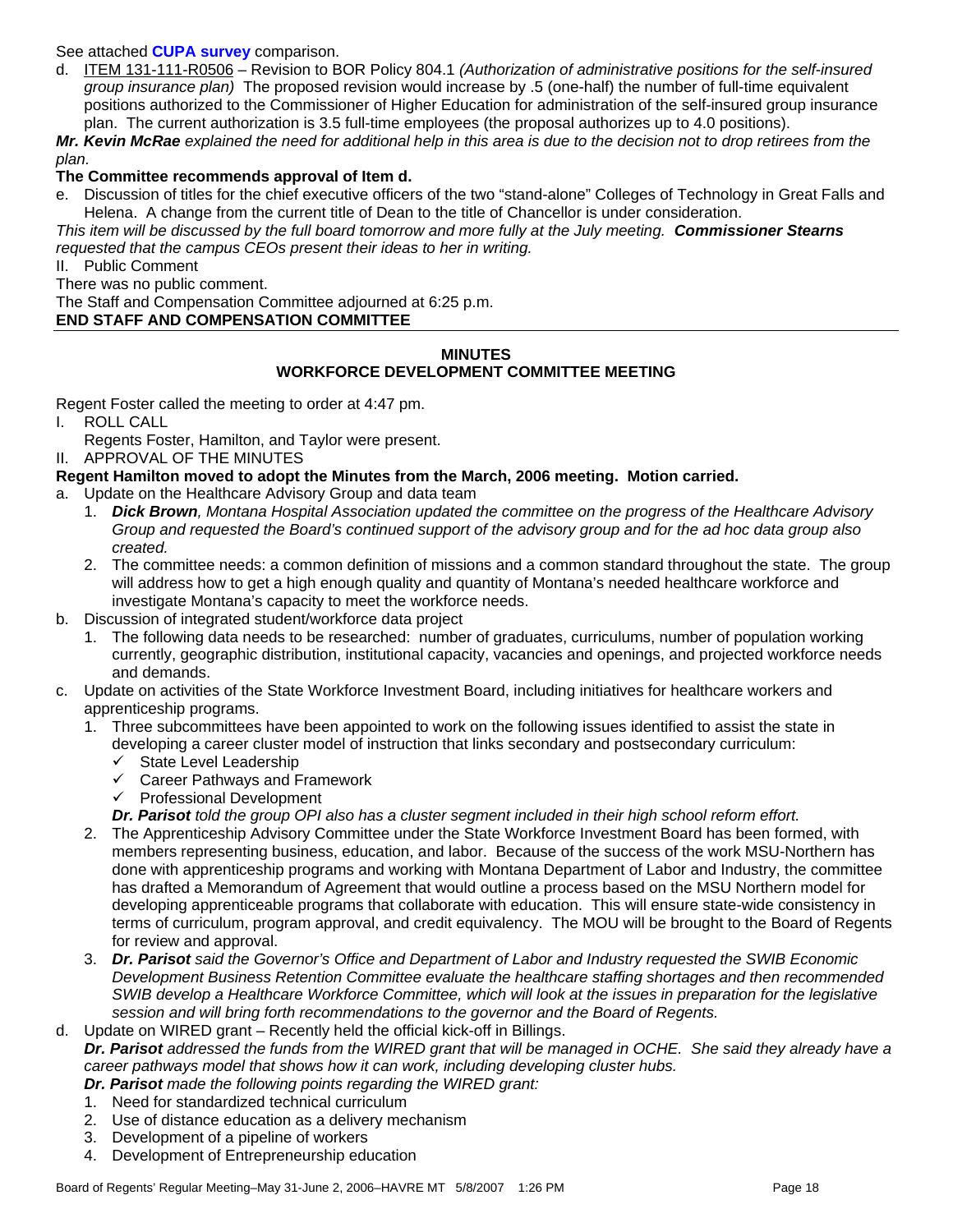See attached **CUPA survey** comparison.

d. ITEM 131-111-R0506 – Revision to BOR Policy 804.1 *(Authorization of administrative positions for the self-insured group insurance plan)* The proposed revision would increase by .5 (one-half) the number of full-time equivalent positions authorized to the Commissioner of Higher Education for administration of the self-insured group insurance plan. The current authorization is 3.5 full-time employees (the proposal authorizes up to 4.0 positions).

***Mr. Kevin McRae** explained the need for additional help in this area is due to the decision not to drop retirees from the plan.*

**The Committee recommends approval of Item d.**

e. Discussion of titles for the chief executive officers of the two "stand-alone" Colleges of Technology in Great Falls and Helena. A change from the current title of Dean to the title of Chancellor is under consideration.

*This item will be discussed by the full board tomorrow and more fully at the July meeting. **Commissioner Stearns** requested that the campus CEOs present their ideas to her in writing.*

II. Public Comment

There was no public comment.

The Staff and Compensation Committee adjourned at 6:25 p.m.

**END STAFF AND COMPENSATION COMMITTEE**

---

## MINUTES
## WORKFORCE DEVELOPMENT COMMITTEE MEETING

Regent Foster called the meeting to order at 4:47 pm.

I. ROLL CALL

Regents Foster, Hamilton, and Taylor were present.

II. APPROVAL OF THE MINUTES

**Regent Hamilton moved to adopt the Minutes from the March, 2006 meeting. Motion carried.**

a. Update on the Healthcare Advisory Group and data team
   1. ***Dick Brown**, Montana Hospital Association updated the committee on the progress of the Healthcare Advisory Group and requested the Board's continued support of the advisory group and for the ad hoc data group also created.*
   2. The committee needs: a common definition of missions and a common standard throughout the state. The group will address how to get a high enough quality and quantity of Montana's needed healthcare workforce and investigate Montana's capacity to meet the workforce needs.
b. Discussion of integrated student/workforce data project
   1. The following data needs to be researched: number of graduates, curriculums, number of population working currently, geographic distribution, institutional capacity, vacancies and openings, and projected workforce needs and demands.
c. Update on activities of the State Workforce Investment Board, including initiatives for healthcare workers and apprenticeship programs.
   1. Three subcommittees have been appointed to work on the following issues identified to assist the state in developing a career cluster model of instruction that links secondary and postsecondary curriculum:
      - ✓ State Level Leadership
      - ✓ Career Pathways and Framework
      - ✓ Professional Development

      ***Dr. Parisot** told the group OPI also has a cluster segment included in their high school reform effort.*
   2. The Apprenticeship Advisory Committee under the State Workforce Investment Board has been formed, with members representing business, education, and labor. Because of the success of the work MSU-Northern has done with apprenticeship programs and working with Montana Department of Labor and Industry, the committee has drafted a Memorandum of Agreement that would outline a process based on the MSU Northern model for developing apprenticeable programs that collaborate with education. This will ensure state-wide consistency in terms of curriculum, program approval, and credit equivalency. The MOU will be brought to the Board of Regents for review and approval.
   3. ***Dr. Parisot** said the Governor's Office and Department of Labor and Industry requested the SWIB Economic Development Business Retention Committee evaluate the healthcare staffing shortages and then recommended SWIB develop a Healthcare Workforce Committee, which will look at the issues in preparation for the legislative session and will bring forth recommendations to the governor and the Board of Regents.*
d. Update on WIRED grant – Recently held the official kick-off in Billings.

   ***Dr. Parisot** addressed the funds from the WIRED grant that will be managed in OCHE. She said they already have a career pathways model that shows how it can work, including developing cluster hubs.*

   ***Dr. Parisot** made the following points regarding the WIRED grant:*
   1. Need for standardized technical curriculum
   2. Use of distance education as a delivery mechanism
   3. Development of a pipeline of workers
   4. Development of Entrepreneurship education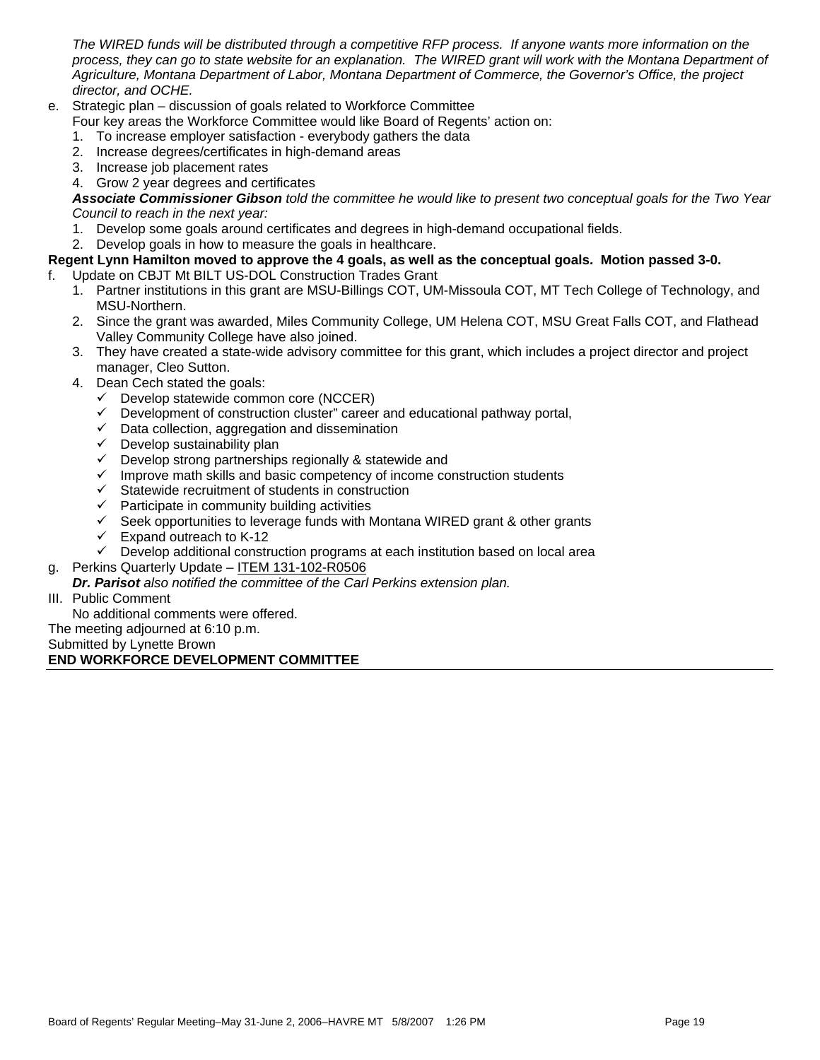*The WIRED funds will be distributed through a competitive RFP process. If anyone wants more information on the process, they can go to state website for an explanation. The WIRED grant will work with the Montana Department of Agriculture, Montana Department of Labor, Montana Department of Commerce, the Governor's Office, the project director, and OCHE.*

e. Strategic plan – discussion of goals related to Workforce Committee
   Four key areas the Workforce Committee would like Board of Regents' action on:
   1. To increase employer satisfaction - everybody gathers the data
   2. Increase degrees/certificates in high-demand areas
   3. Increase job placement rates
   4. Grow 2 year degrees and certificates

   ***Associate Commissioner Gibson** told the committee he would like to present two conceptual goals for the Two Year Council to reach in the next year:*
   1. Develop some goals around certificates and degrees in high-demand occupational fields.
   2. Develop goals in how to measure the goals in healthcare.

**Regent Lynn Hamilton moved to approve the 4 goals, as well as the conceptual goals. Motion passed 3-0.**

f. Update on CBJT Mt BILT US-DOL Construction Trades Grant
   1. Partner institutions in this grant are MSU-Billings COT, UM-Missoula COT, MT Tech College of Technology, and MSU-Northern.
   2. Since the grant was awarded, Miles Community College, UM Helena COT, MSU Great Falls COT, and Flathead Valley Community College have also joined.
   3. They have created a state-wide advisory committee for this grant, which includes a project director and project manager, Cleo Sutton.
   4. Dean Cech stated the goals:
      - ✓ Develop statewide common core (NCCER)
      - ✓ Development of construction cluster" career and educational pathway portal,
      - ✓ Data collection, aggregation and dissemination
      - ✓ Develop sustainability plan
      - ✓ Develop strong partnerships regionally & statewide and
      - ✓ Improve math skills and basic competency of income construction students
      - ✓ Statewide recruitment of students in construction
      - ✓ Participate in community building activities
      - ✓ Seek opportunities to leverage funds with Montana WIRED grant & other grants
      - ✓ Expand outreach to K-12
      - ✓ Develop additional construction programs at each institution based on local area

g. Perkins Quarterly Update – ITEM 131-102-R0506
   ***Dr. Parisot** also notified the committee of the Carl Perkins extension plan.*

III. Public Comment
   No additional comments were offered.

The meeting adjourned at 6:10 p.m.

Submitted by Lynette Brown

**END WORKFORCE DEVELOPMENT COMMITTEE**

---